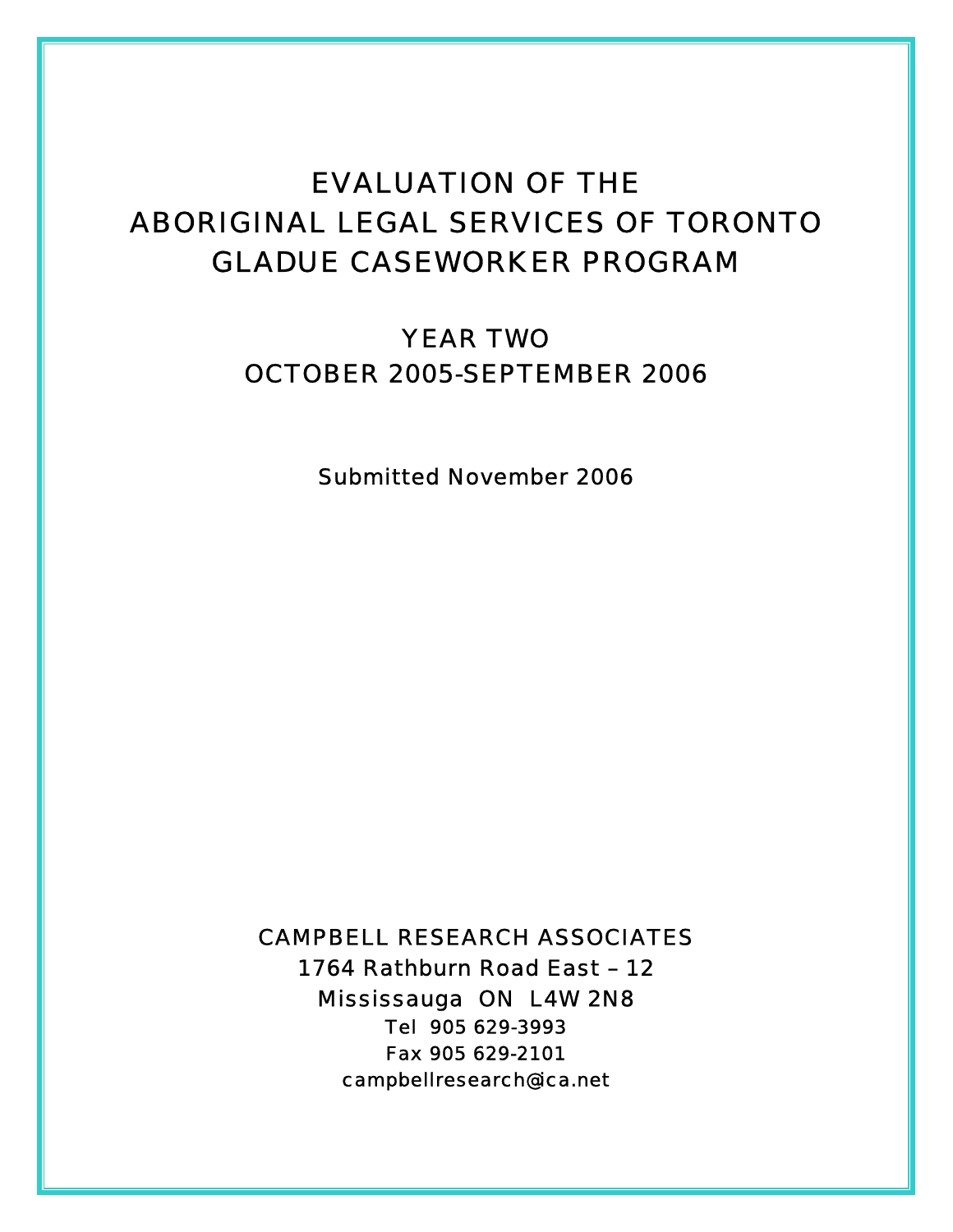# EVALUATION OF THE ABORIGINAL LEGAL SERVICES OF TORONTO GLADUE CASEWORKER PROGRAM

## YEAR TWO
## OCTOBER 2005-SEPTEMBER 2006

Submitted November 2006

CAMPBELL RESEARCH ASSOCIATES
1764 Rathburn Road East – 12
Mississauga ON L4W 2N8
Tel 905 629-3993
Fax 905 629-2101
campbellresearch@ica.net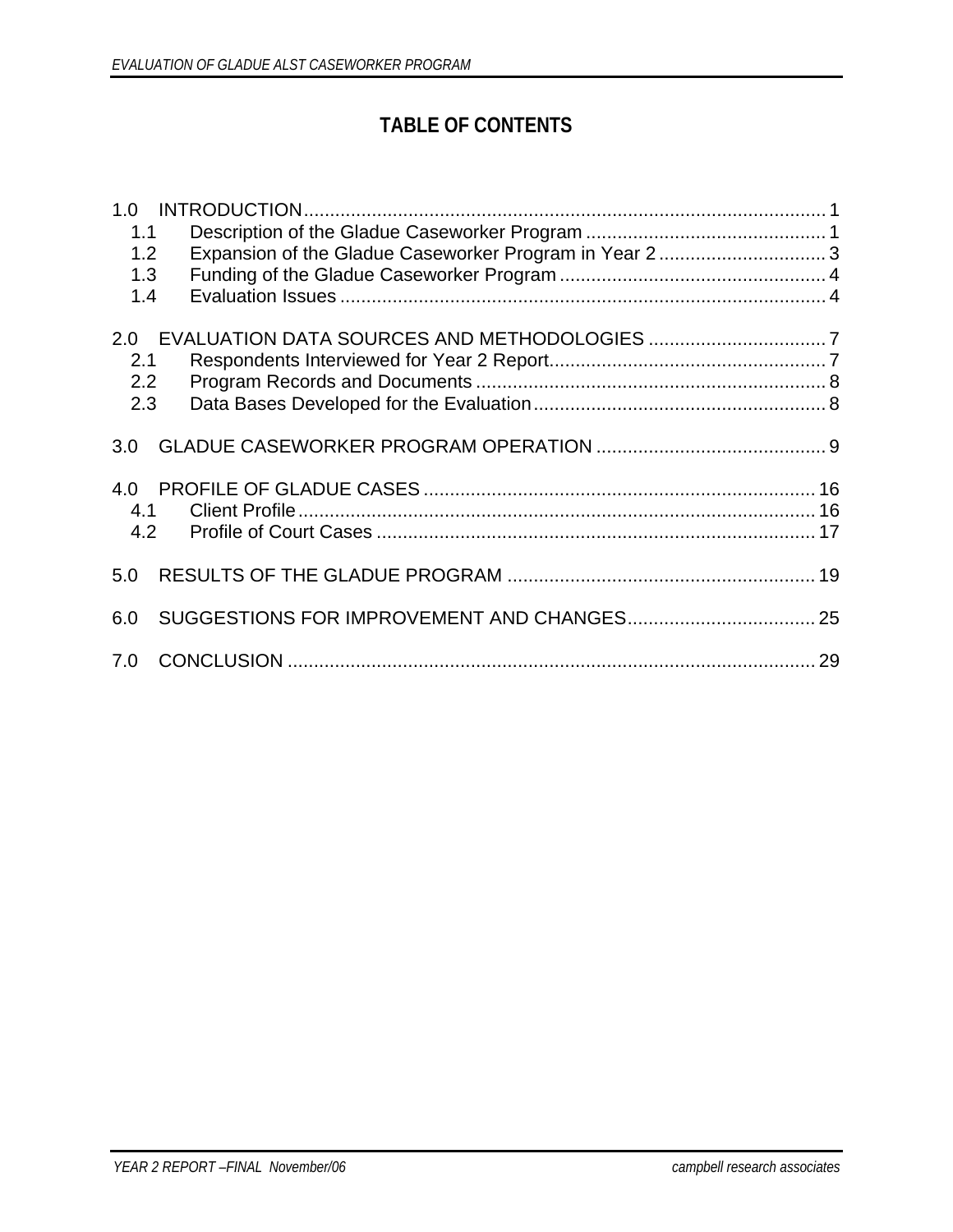# TABLE OF CONTENTS

1.0 INTRODUCTION .......... 1
- 1.1 Description of the Gladue Caseworker Program .......... 1
- 1.2 Expansion of the Gladue Caseworker Program in Year 2 .......... 3
- 1.3 Funding of the Gladue Caseworker Program .......... 4
- 1.4 Evaluation Issues .......... 4

2.0 EVALUATION DATA SOURCES AND METHODOLOGIES .......... 7
- 2.1 Respondents Interviewed for Year 2 Report .......... 7
- 2.2 Program Records and Documents .......... 8
- 2.3 Data Bases Developed for the Evaluation .......... 8

3.0 GLADUE CASEWORKER PROGRAM OPERATION .......... 9

4.0 PROFILE OF GLADUE CASES .......... 16
- 4.1 Client Profile .......... 16
- 4.2 Profile of Court Cases .......... 17

5.0 RESULTS OF THE GLADUE PROGRAM .......... 19

6.0 SUGGESTIONS FOR IMPROVEMENT AND CHANGES .......... 25

7.0 CONCLUSION .......... 29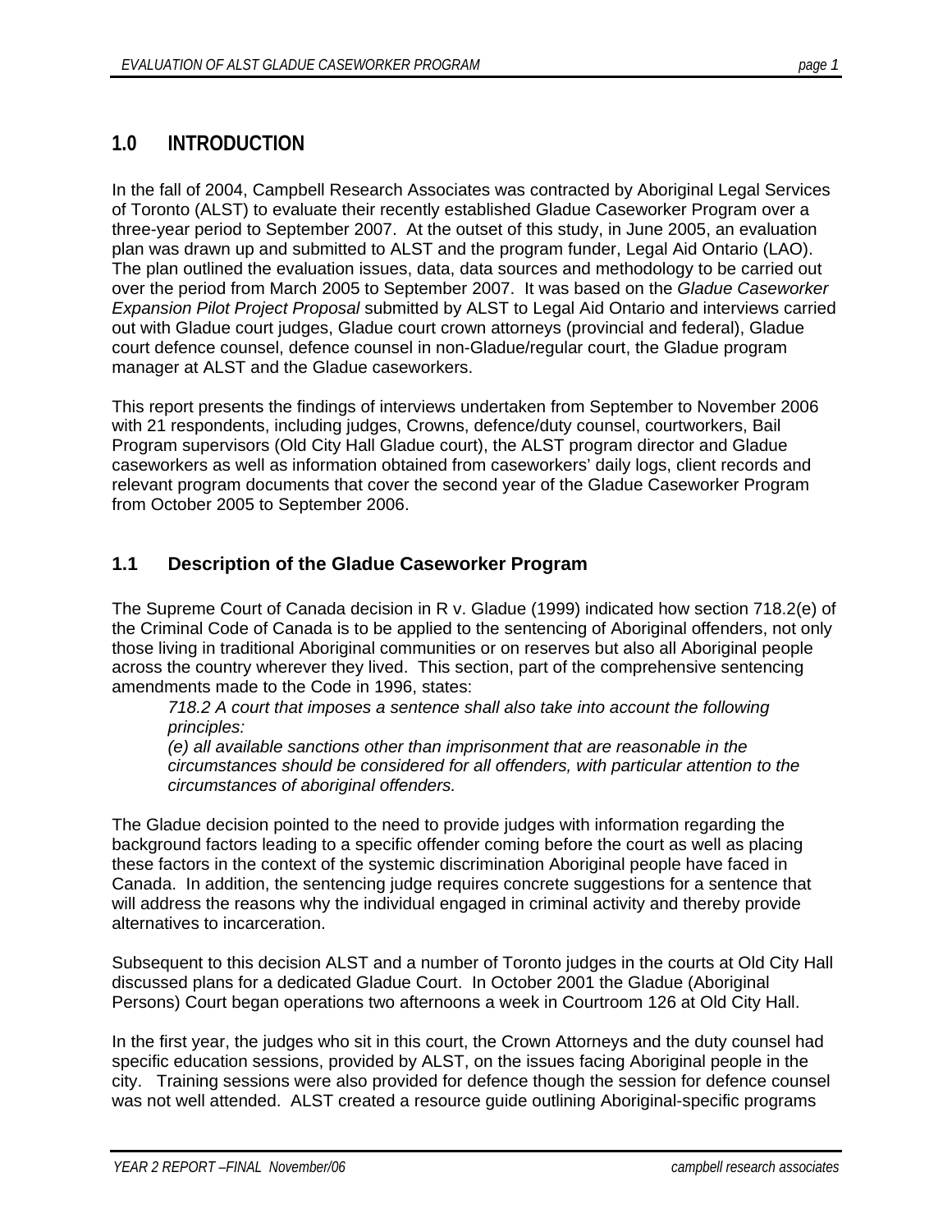# 1.0 INTRODUCTION

In the fall of 2004, Campbell Research Associates was contracted by Aboriginal Legal Services of Toronto (ALST) to evaluate their recently established Gladue Caseworker Program over a three-year period to September 2007. At the outset of this study, in June 2005, an evaluation plan was drawn up and submitted to ALST and the program funder, Legal Aid Ontario (LAO). The plan outlined the evaluation issues, data, data sources and methodology to be carried out over the period from March 2005 to September 2007. It was based on the *Gladue Caseworker Expansion Pilot Project Proposal* submitted by ALST to Legal Aid Ontario and interviews carried out with Gladue court judges, Gladue court crown attorneys (provincial and federal), Gladue court defence counsel, defence counsel in non-Gladue/regular court, the Gladue program manager at ALST and the Gladue caseworkers.

This report presents the findings of interviews undertaken from September to November 2006 with 21 respondents, including judges, Crowns, defence/duty counsel, courtworkers, Bail Program supervisors (Old City Hall Gladue court), the ALST program director and Gladue caseworkers as well as information obtained from caseworkers' daily logs, client records and relevant program documents that cover the second year of the Gladue Caseworker Program from October 2005 to September 2006.

## 1.1 Description of the Gladue Caseworker Program

The Supreme Court of Canada decision in R v. Gladue (1999) indicated how section 718.2(e) of the Criminal Code of Canada is to be applied to the sentencing of Aboriginal offenders, not only those living in traditional Aboriginal communities or on reserves but also all Aboriginal people across the country wherever they lived. This section, part of the comprehensive sentencing amendments made to the Code in 1996, states:

> *718.2 A court that imposes a sentence shall also take into account the following principles:*
>
> *(e) all available sanctions other than imprisonment that are reasonable in the circumstances should be considered for all offenders, with particular attention to the circumstances of aboriginal offenders.*

The Gladue decision pointed to the need to provide judges with information regarding the background factors leading to a specific offender coming before the court as well as placing these factors in the context of the systemic discrimination Aboriginal people have faced in Canada. In addition, the sentencing judge requires concrete suggestions for a sentence that will address the reasons why the individual engaged in criminal activity and thereby provide alternatives to incarceration.

Subsequent to this decision ALST and a number of Toronto judges in the courts at Old City Hall discussed plans for a dedicated Gladue Court. In October 2001 the Gladue (Aboriginal Persons) Court began operations two afternoons a week in Courtroom 126 at Old City Hall.

In the first year, the judges who sit in this court, the Crown Attorneys and the duty counsel had specific education sessions, provided by ALST, on the issues facing Aboriginal people in the city. Training sessions were also provided for defence though the session for defence counsel was not well attended. ALST created a resource guide outlining Aboriginal-specific programs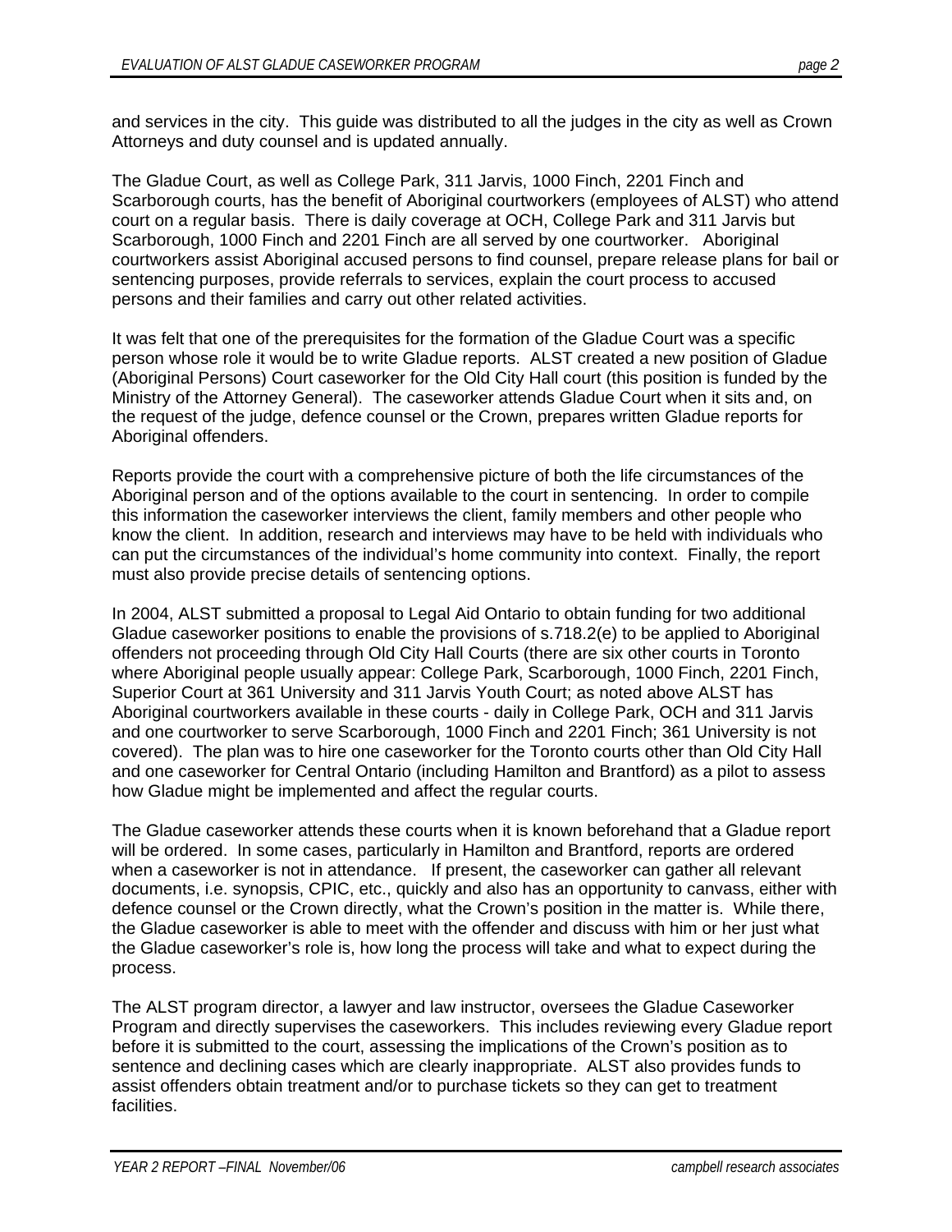and services in the city. This guide was distributed to all the judges in the city as well as Crown Attorneys and duty counsel and is updated annually.

The Gladue Court, as well as College Park, 311 Jarvis, 1000 Finch, 2201 Finch and Scarborough courts, has the benefit of Aboriginal courtworkers (employees of ALST) who attend court on a regular basis. There is daily coverage at OCH, College Park and 311 Jarvis but Scarborough, 1000 Finch and 2201 Finch are all served by one courtworker. Aboriginal courtworkers assist Aboriginal accused persons to find counsel, prepare release plans for bail or sentencing purposes, provide referrals to services, explain the court process to accused persons and their families and carry out other related activities.

It was felt that one of the prerequisites for the formation of the Gladue Court was a specific person whose role it would be to write Gladue reports. ALST created a new position of Gladue (Aboriginal Persons) Court caseworker for the Old City Hall court (this position is funded by the Ministry of the Attorney General). The caseworker attends Gladue Court when it sits and, on the request of the judge, defence counsel or the Crown, prepares written Gladue reports for Aboriginal offenders.

Reports provide the court with a comprehensive picture of both the life circumstances of the Aboriginal person and of the options available to the court in sentencing. In order to compile this information the caseworker interviews the client, family members and other people who know the client. In addition, research and interviews may have to be held with individuals who can put the circumstances of the individual's home community into context. Finally, the report must also provide precise details of sentencing options.

In 2004, ALST submitted a proposal to Legal Aid Ontario to obtain funding for two additional Gladue caseworker positions to enable the provisions of s.718.2(e) to be applied to Aboriginal offenders not proceeding through Old City Hall Courts (there are six other courts in Toronto where Aboriginal people usually appear: College Park, Scarborough, 1000 Finch, 2201 Finch, Superior Court at 361 University and 311 Jarvis Youth Court; as noted above ALST has Aboriginal courtworkers available in these courts - daily in College Park, OCH and 311 Jarvis and one courtworker to serve Scarborough, 1000 Finch and 2201 Finch; 361 University is not covered). The plan was to hire one caseworker for the Toronto courts other than Old City Hall and one caseworker for Central Ontario (including Hamilton and Brantford) as a pilot to assess how Gladue might be implemented and affect the regular courts.

The Gladue caseworker attends these courts when it is known beforehand that a Gladue report will be ordered. In some cases, particularly in Hamilton and Brantford, reports are ordered when a caseworker is not in attendance. If present, the caseworker can gather all relevant documents, i.e. synopsis, CPIC, etc., quickly and also has an opportunity to canvass, either with defence counsel or the Crown directly, what the Crown's position in the matter is. While there, the Gladue caseworker is able to meet with the offender and discuss with him or her just what the Gladue caseworker's role is, how long the process will take and what to expect during the process.

The ALST program director, a lawyer and law instructor, oversees the Gladue Caseworker Program and directly supervises the caseworkers. This includes reviewing every Gladue report before it is submitted to the court, assessing the implications of the Crown's position as to sentence and declining cases which are clearly inappropriate. ALST also provides funds to assist offenders obtain treatment and/or to purchase tickets so they can get to treatment facilities.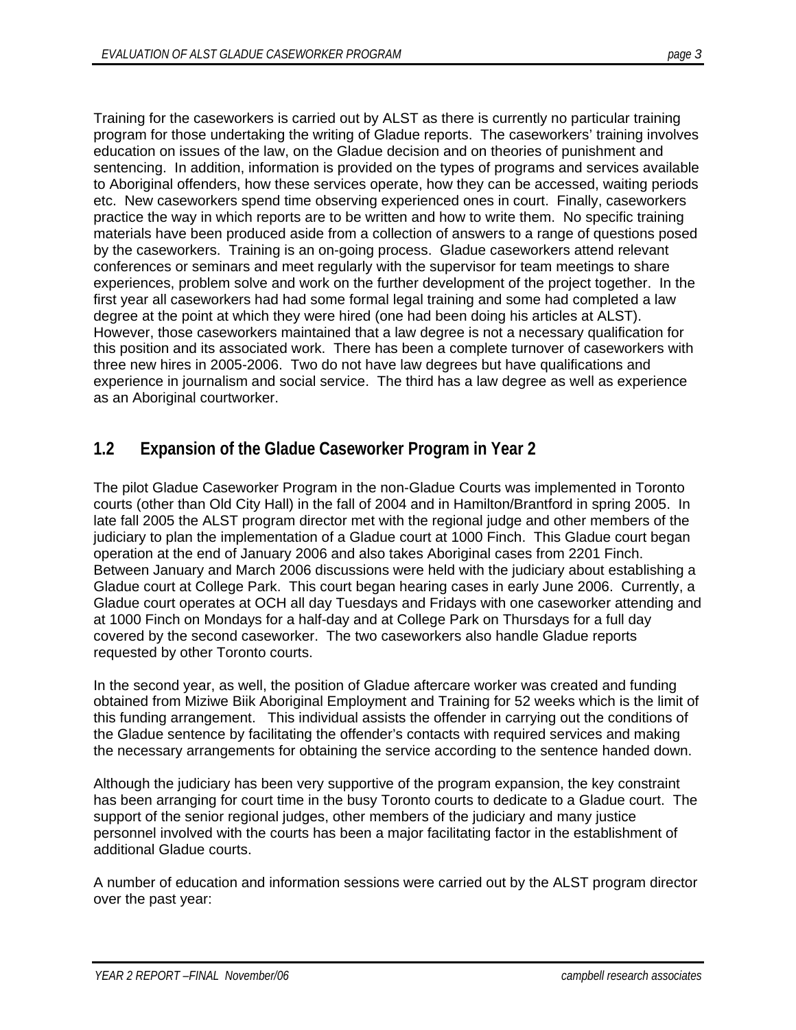Training for the caseworkers is carried out by ALST as there is currently no particular training program for those undertaking the writing of Gladue reports. The caseworkers' training involves education on issues of the law, on the Gladue decision and on theories of punishment and sentencing. In addition, information is provided on the types of programs and services available to Aboriginal offenders, how these services operate, how they can be accessed, waiting periods etc. New caseworkers spend time observing experienced ones in court. Finally, caseworkers practice the way in which reports are to be written and how to write them. No specific training materials have been produced aside from a collection of answers to a range of questions posed by the caseworkers. Training is an on-going process. Gladue caseworkers attend relevant conferences or seminars and meet regularly with the supervisor for team meetings to share experiences, problem solve and work on the further development of the project together. In the first year all caseworkers had had some formal legal training and some had completed a law degree at the point at which they were hired (one had been doing his articles at ALST). However, those caseworkers maintained that a law degree is not a necessary qualification for this position and its associated work. There has been a complete turnover of caseworkers with three new hires in 2005-2006. Two do not have law degrees but have qualifications and experience in journalism and social service. The third has a law degree as well as experience as an Aboriginal courtworker.

## 1.2 Expansion of the Gladue Caseworker Program in Year 2

The pilot Gladue Caseworker Program in the non-Gladue Courts was implemented in Toronto courts (other than Old City Hall) in the fall of 2004 and in Hamilton/Brantford in spring 2005. In late fall 2005 the ALST program director met with the regional judge and other members of the judiciary to plan the implementation of a Gladue court at 1000 Finch. This Gladue court began operation at the end of January 2006 and also takes Aboriginal cases from 2201 Finch. Between January and March 2006 discussions were held with the judiciary about establishing a Gladue court at College Park. This court began hearing cases in early June 2006. Currently, a Gladue court operates at OCH all day Tuesdays and Fridays with one caseworker attending and at 1000 Finch on Mondays for a half-day and at College Park on Thursdays for a full day covered by the second caseworker. The two caseworkers also handle Gladue reports requested by other Toronto courts.

In the second year, as well, the position of Gladue aftercare worker was created and funding obtained from Miziwe Biik Aboriginal Employment and Training for 52 weeks which is the limit of this funding arrangement. This individual assists the offender in carrying out the conditions of the Gladue sentence by facilitating the offender's contacts with required services and making the necessary arrangements for obtaining the service according to the sentence handed down.

Although the judiciary has been very supportive of the program expansion, the key constraint has been arranging for court time in the busy Toronto courts to dedicate to a Gladue court. The support of the senior regional judges, other members of the judiciary and many justice personnel involved with the courts has been a major facilitating factor in the establishment of additional Gladue courts.

A number of education and information sessions were carried out by the ALST program director over the past year: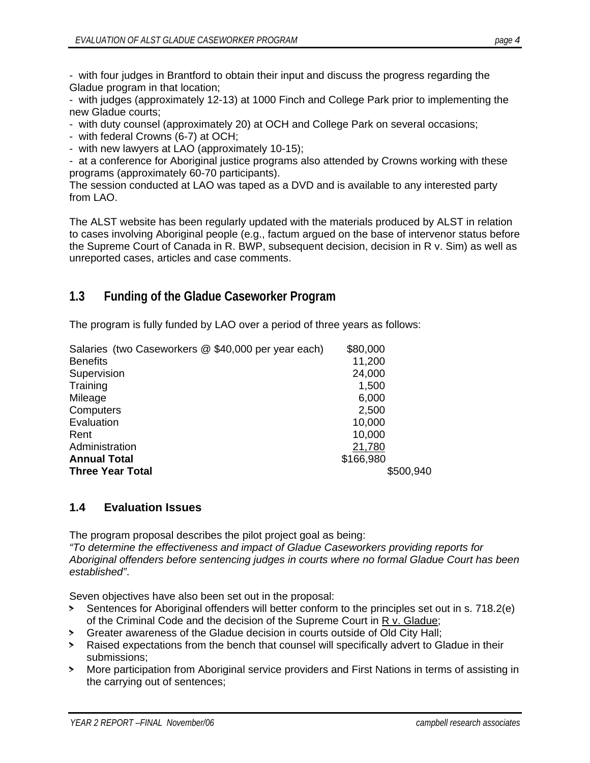- with four judges in Brantford to obtain their input and discuss the progress regarding the Gladue program in that location;
- with judges (approximately 12-13) at 1000 Finch and College Park prior to implementing the new Gladue courts;
- with duty counsel (approximately 20) at OCH and College Park on several occasions;
- with federal Crowns (6-7) at OCH;
- with new lawyers at LAO (approximately 10-15);
- at a conference for Aboriginal justice programs also attended by Crowns working with these programs (approximately 60-70 participants).

The session conducted at LAO was taped as a DVD and is available to any interested party from LAO.

The ALST website has been regularly updated with the materials produced by ALST in relation to cases involving Aboriginal people (e.g., factum argued on the base of intervenor status before the Supreme Court of Canada in R. BWP, subsequent decision, decision in R v. Sim) as well as unreported cases, articles and case comments.

## 1.3 Funding of the Gladue Caseworker Program

The program is fully funded by LAO over a period of three years as follows:

| | | |
|---|---|---|
| Salaries (two Caseworkers @ $40,000 per year each) | $80,000 | |
| Benefits | 11,200 | |
| Supervision | 24,000 | |
| Training | 1,500 | |
| Mileage | 6,000 | |
| Computers | 2,500 | |
| Evaluation | 10,000 | |
| Rent | 10,000 | |
| Administration | 21,780 | |
| **Annual Total** | $166,980 | |
| **Three Year Total** | | $500,940 |

## 1.4 Evaluation Issues

The program proposal describes the pilot project goal as being:
*"To determine the effectiveness and impact of Gladue Caseworkers providing reports for Aboriginal offenders before sentencing judges in courts where no formal Gladue Court has been established".*

Seven objectives have also been set out in the proposal:

- Sentences for Aboriginal offenders will better conform to the principles set out in s. 718.2(e) of the Criminal Code and the decision of the Supreme Court in R v. Gladue;
- Greater awareness of the Gladue decision in courts outside of Old City Hall;
- Raised expectations from the bench that counsel will specifically advert to Gladue in their submissions;
- More participation from Aboriginal service providers and First Nations in terms of assisting in the carrying out of sentences;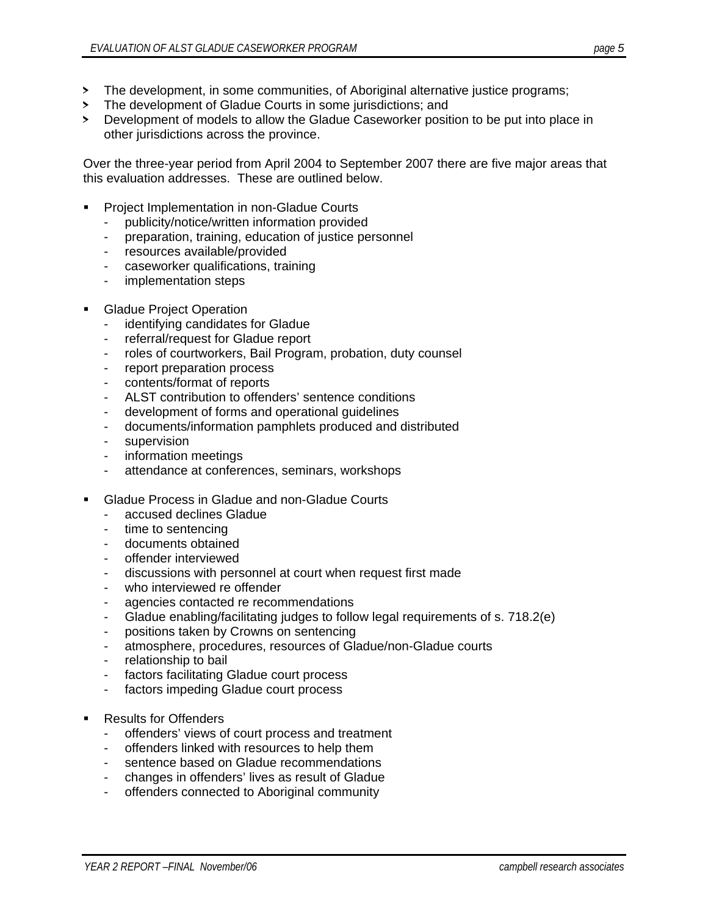- The development, in some communities, of Aboriginal alternative justice programs;
- The development of Gladue Courts in some jurisdictions; and
- Development of models to allow the Gladue Caseworker position to be put into place in other jurisdictions across the province.

Over the three-year period from April 2004 to September 2007 there are five major areas that this evaluation addresses. These are outlined below.

- Project Implementation in non-Gladue Courts
  - publicity/notice/written information provided
  - preparation, training, education of justice personnel
  - resources available/provided
  - caseworker qualifications, training
  - implementation steps

- Gladue Project Operation
  - identifying candidates for Gladue
  - referral/request for Gladue report
  - roles of courtworkers, Bail Program, probation, duty counsel
  - report preparation process
  - contents/format of reports
  - ALST contribution to offenders' sentence conditions
  - development of forms and operational guidelines
  - documents/information pamphlets produced and distributed
  - supervision
  - information meetings
  - attendance at conferences, seminars, workshops

- Gladue Process in Gladue and non-Gladue Courts
  - accused declines Gladue
  - time to sentencing
  - documents obtained
  - offender interviewed
  - discussions with personnel at court when request first made
  - who interviewed re offender
  - agencies contacted re recommendations
  - Gladue enabling/facilitating judges to follow legal requirements of s. 718.2(e)
  - positions taken by Crowns on sentencing
  - atmosphere, procedures, resources of Gladue/non-Gladue courts
  - relationship to bail
  - factors facilitating Gladue court process
  - factors impeding Gladue court process

- Results for Offenders
  - offenders' views of court process and treatment
  - offenders linked with resources to help them
  - sentence based on Gladue recommendations
  - changes in offenders' lives as result of Gladue
  - offenders connected to Aboriginal community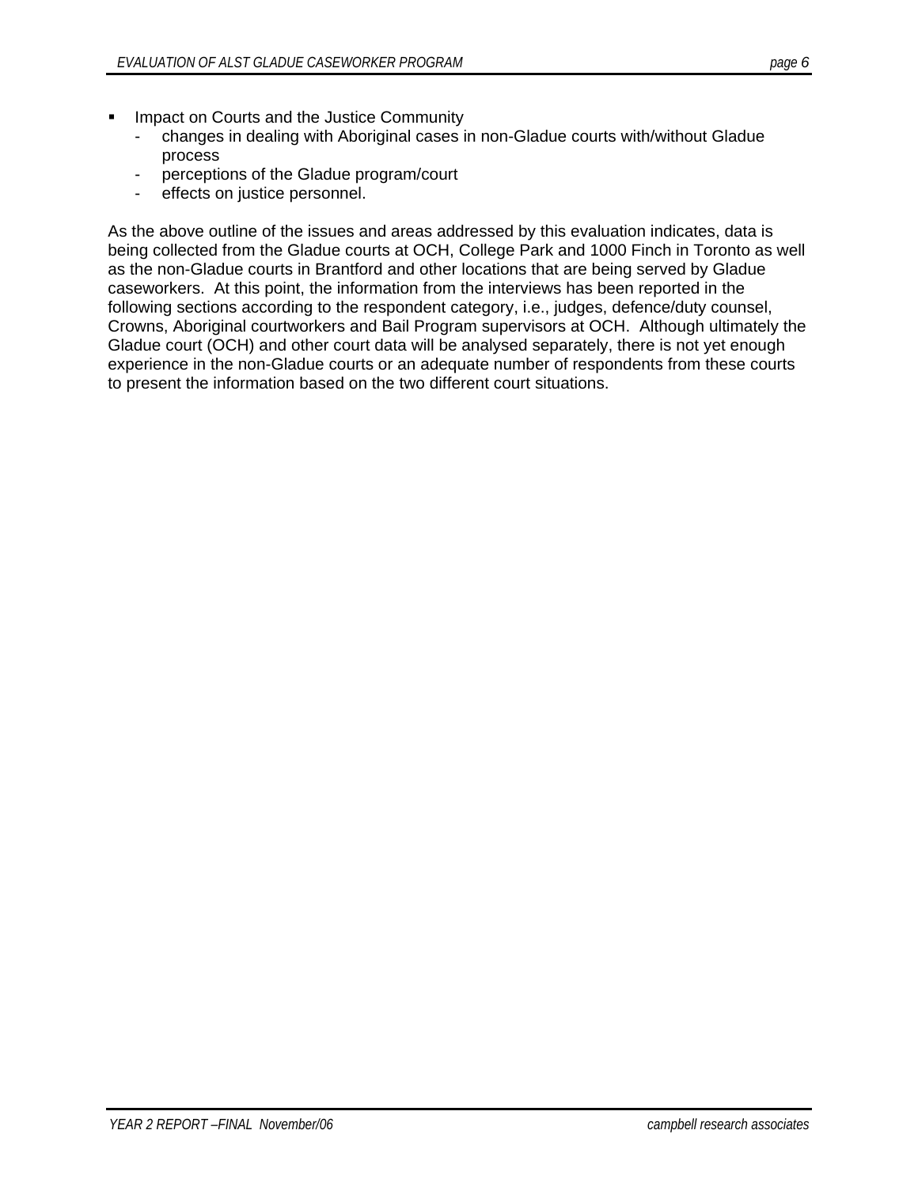- Impact on Courts and the Justice Community
  - changes in dealing with Aboriginal cases in non-Gladue courts with/without Gladue process
  - perceptions of the Gladue program/court
  - effects on justice personnel.

As the above outline of the issues and areas addressed by this evaluation indicates, data is being collected from the Gladue courts at OCH, College Park and 1000 Finch in Toronto as well as the non-Gladue courts in Brantford and other locations that are being served by Gladue caseworkers. At this point, the information from the interviews has been reported in the following sections according to the respondent category, i.e., judges, defence/duty counsel, Crowns, Aboriginal courtworkers and Bail Program supervisors at OCH. Although ultimately the Gladue court (OCH) and other court data will be analysed separately, there is not yet enough experience in the non-Gladue courts or an adequate number of respondents from these courts to present the information based on the two different court situations.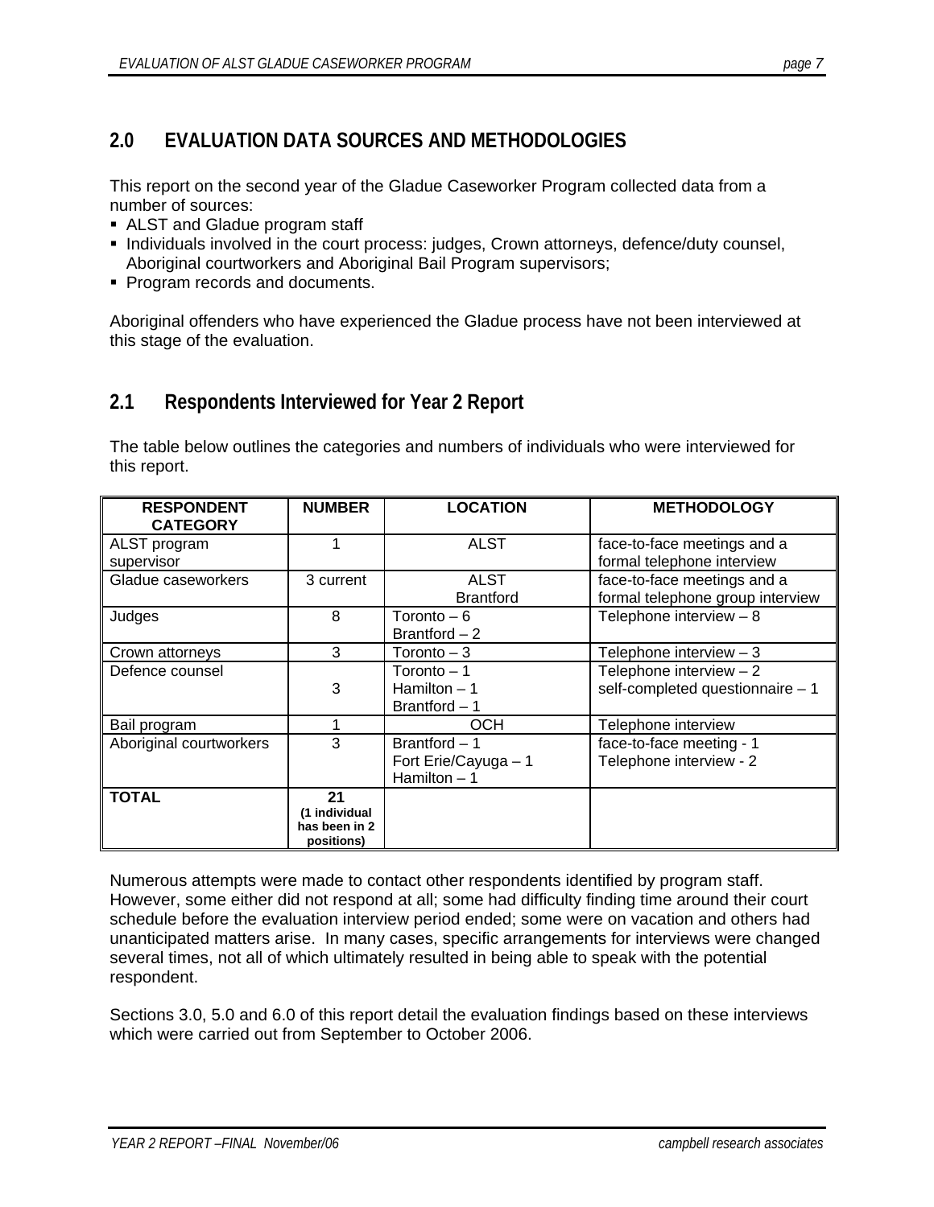## 2.0 EVALUATION DATA SOURCES AND METHODOLOGIES

This report on the second year of the Gladue Caseworker Program collected data from a number of sources:

- ALST and Gladue program staff
- Individuals involved in the court process: judges, Crown attorneys, defence/duty counsel, Aboriginal courtworkers and Aboriginal Bail Program supervisors;
- Program records and documents.

Aboriginal offenders who have experienced the Gladue process have not been interviewed at this stage of the evaluation.

## 2.1 Respondents Interviewed for Year 2 Report

The table below outlines the categories and numbers of individuals who were interviewed for this report.

| RESPONDENT CATEGORY | NUMBER | LOCATION | METHODOLOGY |
|---|---|---|---|
| ALST program supervisor | 1 | ALST | face-to-face meetings and a formal telephone interview |
| Gladue caseworkers | 3 current | ALST<br>Brantford | face-to-face meetings and a formal telephone group interview |
| Judges | 8 | Toronto – 6<br>Brantford – 2 | Telephone interview – 8 |
| Crown attorneys | 3 | Toronto – 3 | Telephone interview – 3 |
| Defence counsel | 3 | Toronto – 1<br>Hamilton – 1<br>Brantford – 1 | Telephone interview – 2<br>self-completed questionnaire – 1 |
| Bail program | 1 | OCH | Telephone interview |
| Aboriginal courtworkers | 3 | Brantford – 1<br>Fort Erie/Cayuga – 1<br>Hamilton – 1 | face-to-face meeting - 1<br>Telephone interview - 2 |
| **TOTAL** | **21**<br>**(1 individual has been in 2 positions)** | | |

Numerous attempts were made to contact other respondents identified by program staff. However, some either did not respond at all; some had difficulty finding time around their court schedule before the evaluation interview period ended; some were on vacation and others had unanticipated matters arise. In many cases, specific arrangements for interviews were changed several times, not all of which ultimately resulted in being able to speak with the potential respondent.

Sections 3.0, 5.0 and 6.0 of this report detail the evaluation findings based on these interviews which were carried out from September to October 2006.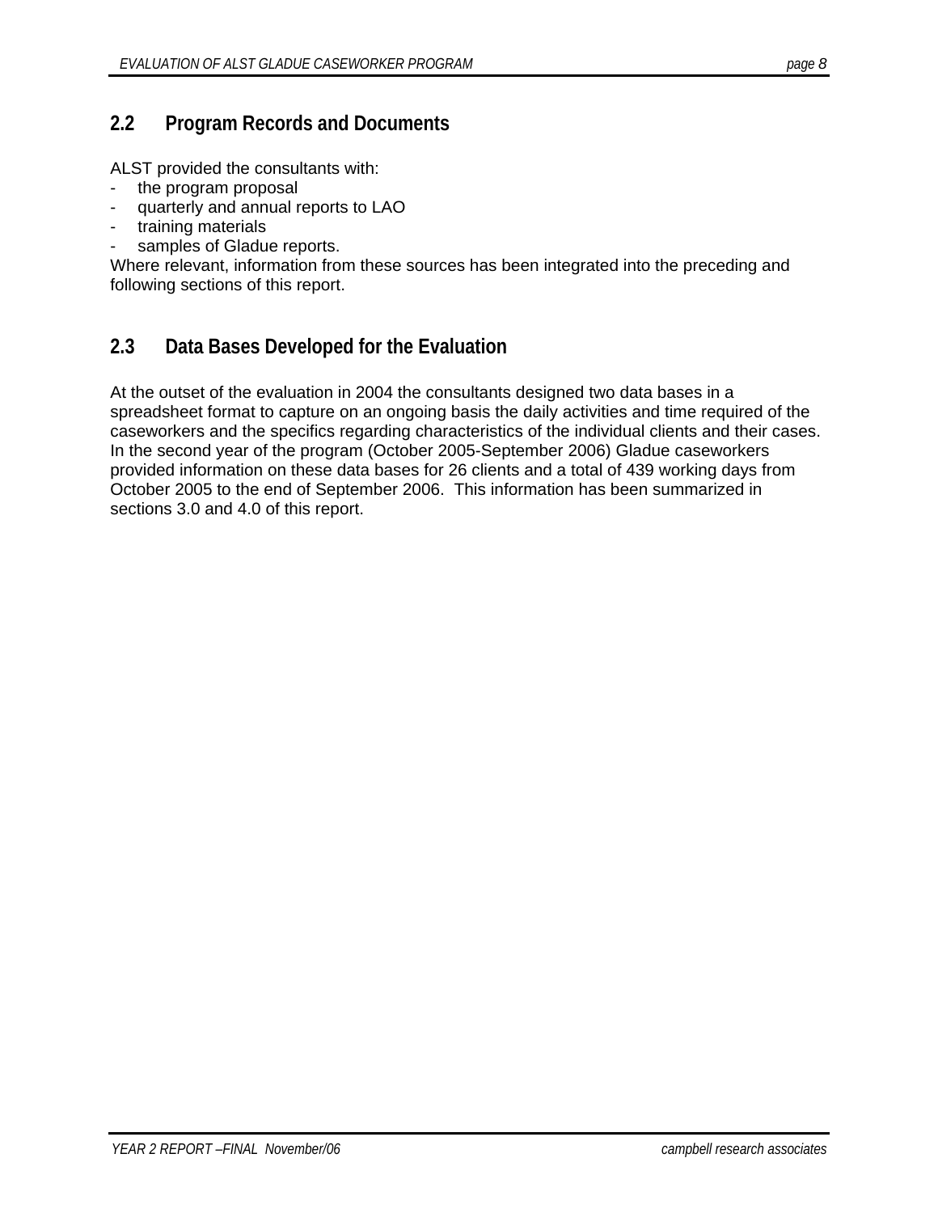## 2.2 Program Records and Documents

ALST provided the consultants with:

- the program proposal
- quarterly and annual reports to LAO
- training materials
- samples of Gladue reports.

Where relevant, information from these sources has been integrated into the preceding and following sections of this report.

## 2.3 Data Bases Developed for the Evaluation

At the outset of the evaluation in 2004 the consultants designed two data bases in a spreadsheet format to capture on an ongoing basis the daily activities and time required of the caseworkers and the specifics regarding characteristics of the individual clients and their cases. In the second year of the program (October 2005-September 2006) Gladue caseworkers provided information on these data bases for 26 clients and a total of 439 working days from October 2005 to the end of September 2006. This information has been summarized in sections 3.0 and 4.0 of this report.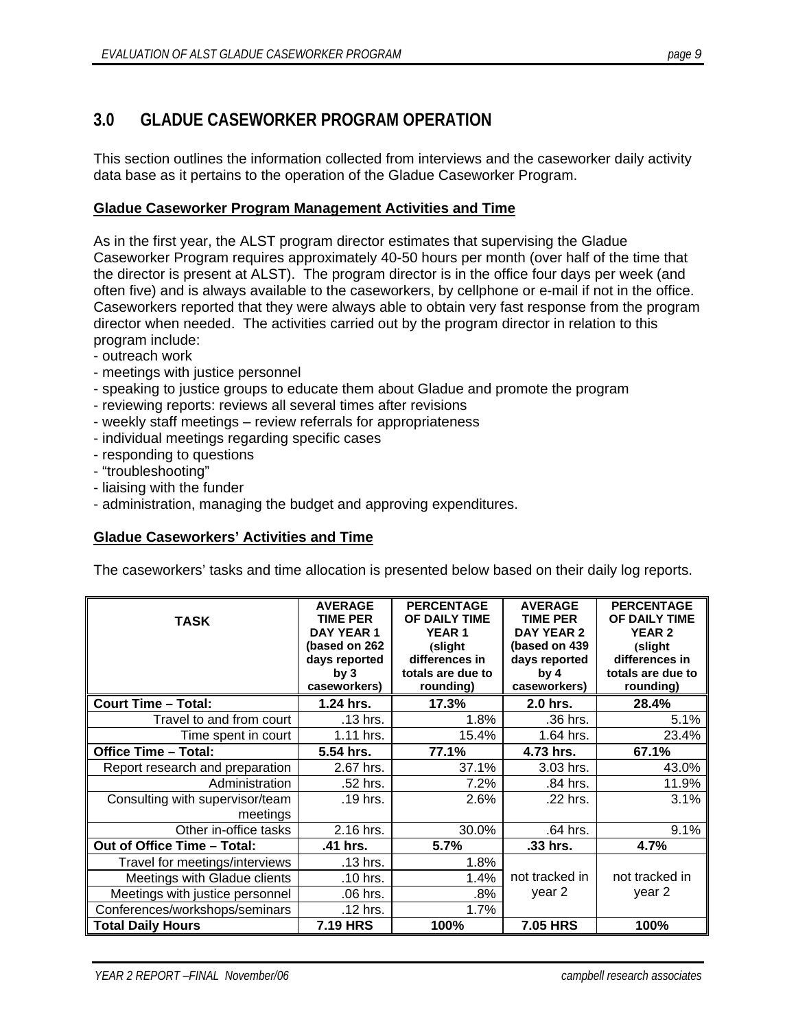# 3.0 GLADUE CASEWORKER PROGRAM OPERATION

This section outlines the information collected from interviews and the caseworker daily activity data base as it pertains to the operation of the Gladue Caseworker Program.

**Gladue Caseworker Program Management Activities and Time**

As in the first year, the ALST program director estimates that supervising the Gladue Caseworker Program requires approximately 40-50 hours per month (over half of the time that the director is present at ALST). The program director is in the office four days per week (and often five) and is always available to the caseworkers, by cellphone or e-mail if not in the office. Caseworkers reported that they were always able to obtain very fast response from the program director when needed. The activities carried out by the program director in relation to this program include:

- outreach work
- meetings with justice personnel
- speaking to justice groups to educate them about Gladue and promote the program
- reviewing reports: reviews all several times after revisions
- weekly staff meetings – review referrals for appropriateness
- individual meetings regarding specific cases
- responding to questions
- "troubleshooting"
- liaising with the funder
- administration, managing the budget and approving expenditures.

**Gladue Caseworkers' Activities and Time**

The caseworkers' tasks and time allocation is presented below based on their daily log reports.

| TASK | AVERAGE TIME PER DAY YEAR 1 (based on 262 days reported by 3 caseworkers) | PERCENTAGE OF DAILY TIME YEAR 1 (slight differences in totals are due to rounding) | AVERAGE TIME PER DAY YEAR 2 (based on 439 days reported by 4 caseworkers) | PERCENTAGE OF DAILY TIME YEAR 2 (slight differences in totals are due to rounding) |
|---|---|---|---|---|
| **Court Time – Total:** | **1.24 hrs.** | **17.3%** | **2.0 hrs.** | **28.4%** |
| Travel to and from court | .13 hrs. | 1.8% | .36 hrs. | 5.1% |
| Time spent in court | 1.11 hrs. | 15.4% | 1.64 hrs. | 23.4% |
| **Office Time – Total:** | **5.54 hrs.** | **77.1%** | **4.73 hrs.** | **67.1%** |
| Report research and preparation | 2.67 hrs. | 37.1% | 3.03 hrs. | 43.0% |
| Administration | .52 hrs. | 7.2% | .84 hrs. | 11.9% |
| Consulting with supervisor/team meetings | .19 hrs. | 2.6% | .22 hrs. | 3.1% |
| Other in-office tasks | 2.16 hrs. | 30.0% | .64 hrs. | 9.1% |
| **Out of Office Time – Total:** | **.41 hrs.** | **5.7%** | **.33 hrs.** | **4.7%** |
| Travel for meetings/interviews | .13 hrs. | 1.8% | not tracked in year 2 | not tracked in year 2 |
| Meetings with Gladue clients | .10 hrs. | 1.4% | | |
| Meetings with justice personnel | .06 hrs. | .8% | | |
| Conferences/workshops/seminars | .12 hrs. | 1.7% | | |
| **Total Daily Hours** | **7.19 HRS** | **100%** | **7.05 HRS** | **100%** |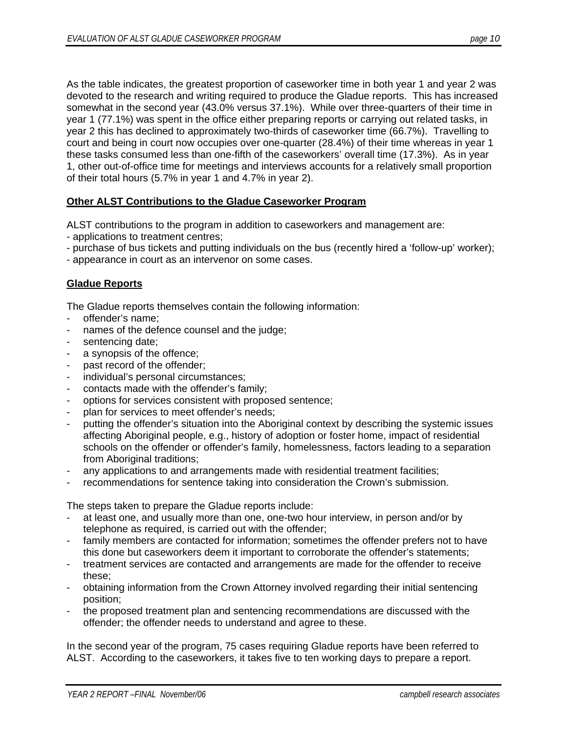As the table indicates, the greatest proportion of caseworker time in both year 1 and year 2 was devoted to the research and writing required to produce the Gladue reports. This has increased somewhat in the second year (43.0% versus 37.1%). While over three-quarters of their time in year 1 (77.1%) was spent in the office either preparing reports or carrying out related tasks, in year 2 this has declined to approximately two-thirds of caseworker time (66.7%). Travelling to court and being in court now occupies over one-quarter (28.4%) of their time whereas in year 1 these tasks consumed less than one-fifth of the caseworkers' overall time (17.3%). As in year 1, other out-of-office time for meetings and interviews accounts for a relatively small proportion of their total hours (5.7% in year 1 and 4.7% in year 2).

**Other ALST Contributions to the Gladue Caseworker Program**

ALST contributions to the program in addition to caseworkers and management are:
- applications to treatment centres;
- purchase of bus tickets and putting individuals on the bus (recently hired a 'follow-up' worker);
- appearance in court as an intervenor on some cases.

**Gladue Reports**

The Gladue reports themselves contain the following information:
- offender's name;
- names of the defence counsel and the judge;
- sentencing date;
- a synopsis of the offence;
- past record of the offender;
- individual's personal circumstances;
- contacts made with the offender's family;
- options for services consistent with proposed sentence;
- plan for services to meet offender's needs;
- putting the offender's situation into the Aboriginal context by describing the systemic issues affecting Aboriginal people, e.g., history of adoption or foster home, impact of residential schools on the offender or offender's family, homelessness, factors leading to a separation from Aboriginal traditions;
- any applications to and arrangements made with residential treatment facilities;
- recommendations for sentence taking into consideration the Crown's submission.

The steps taken to prepare the Gladue reports include:
- at least one, and usually more than one, one-two hour interview, in person and/or by telephone as required, is carried out with the offender;
- family members are contacted for information; sometimes the offender prefers not to have this done but caseworkers deem it important to corroborate the offender's statements;
- treatment services are contacted and arrangements are made for the offender to receive these;
- obtaining information from the Crown Attorney involved regarding their initial sentencing position;
- the proposed treatment plan and sentencing recommendations are discussed with the offender; the offender needs to understand and agree to these.

In the second year of the program, 75 cases requiring Gladue reports have been referred to ALST. According to the caseworkers, it takes five to ten working days to prepare a report.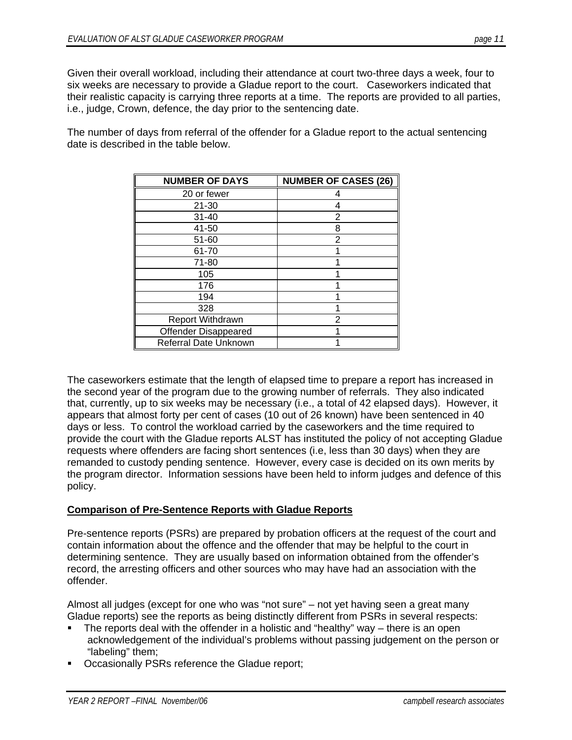Given their overall workload, including their attendance at court two-three days a week, four to six weeks are necessary to provide a Gladue report to the court. Caseworkers indicated that their realistic capacity is carrying three reports at a time. The reports are provided to all parties, i.e., judge, Crown, defence, the day prior to the sentencing date.

The number of days from referral of the offender for a Gladue report to the actual sentencing date is described in the table below.

| NUMBER OF DAYS | NUMBER OF CASES (26) |
|---|---|
| 20 or fewer | 4 |
| 21-30 | 4 |
| 31-40 | 2 |
| 41-50 | 8 |
| 51-60 | 2 |
| 61-70 | 1 |
| 71-80 | 1 |
| 105 | 1 |
| 176 | 1 |
| 194 | 1 |
| 328 | 1 |
| Report Withdrawn | 2 |
| Offender Disappeared | 1 |
| Referral Date Unknown | 1 |

The caseworkers estimate that the length of elapsed time to prepare a report has increased in the second year of the program due to the growing number of referrals. They also indicated that, currently, up to six weeks may be necessary (i.e., a total of 42 elapsed days). However, it appears that almost forty per cent of cases (10 out of 26 known) have been sentenced in 40 days or less. To control the workload carried by the caseworkers and the time required to provide the court with the Gladue reports ALST has instituted the policy of not accepting Gladue requests where offenders are facing short sentences (i.e, less than 30 days) when they are remanded to custody pending sentence. However, every case is decided on its own merits by the program director. Information sessions have been held to inform judges and defence of this policy.

**Comparison of Pre-Sentence Reports with Gladue Reports**

Pre-sentence reports (PSRs) are prepared by probation officers at the request of the court and contain information about the offence and the offender that may be helpful to the court in determining sentence. They are usually based on information obtained from the offender's record, the arresting officers and other sources who may have had an association with the offender.

Almost all judges (except for one who was "not sure" – not yet having seen a great many Gladue reports) see the reports as being distinctly different from PSRs in several respects:

- The reports deal with the offender in a holistic and "healthy" way – there is an open acknowledgement of the individual's problems without passing judgement on the person or "labeling" them;
- Occasionally PSRs reference the Gladue report;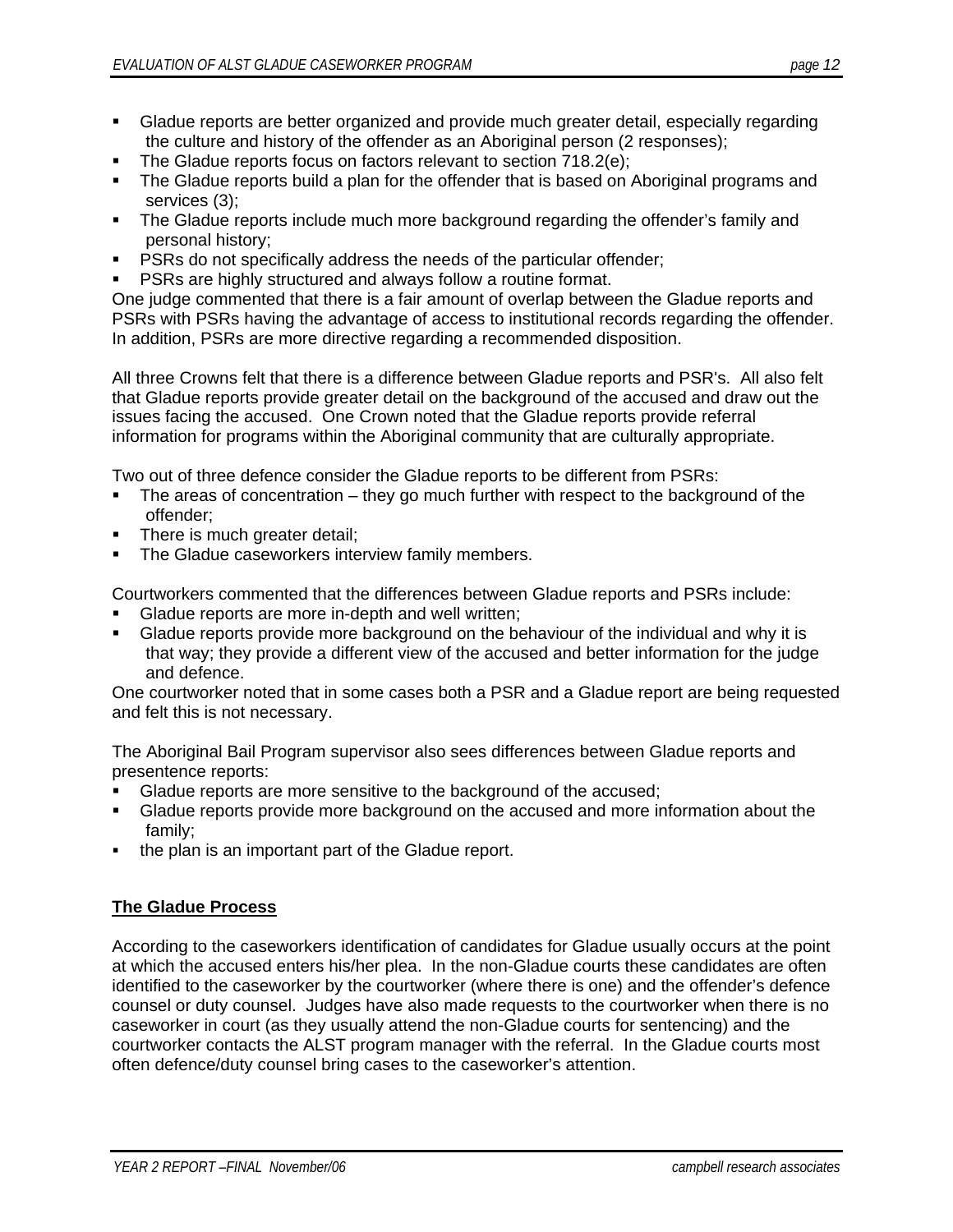- Gladue reports are better organized and provide much greater detail, especially regarding the culture and history of the offender as an Aboriginal person (2 responses);
- The Gladue reports focus on factors relevant to section 718.2(e);
- The Gladue reports build a plan for the offender that is based on Aboriginal programs and services (3);
- The Gladue reports include much more background regarding the offender's family and personal history;
- PSRs do not specifically address the needs of the particular offender;
- PSRs are highly structured and always follow a routine format.

One judge commented that there is a fair amount of overlap between the Gladue reports and PSRs with PSRs having the advantage of access to institutional records regarding the offender. In addition, PSRs are more directive regarding a recommended disposition.

All three Crowns felt that there is a difference between Gladue reports and PSR's. All also felt that Gladue reports provide greater detail on the background of the accused and draw out the issues facing the accused. One Crown noted that the Gladue reports provide referral information for programs within the Aboriginal community that are culturally appropriate.

Two out of three defence consider the Gladue reports to be different from PSRs:

- The areas of concentration – they go much further with respect to the background of the offender;
- There is much greater detail;
- The Gladue caseworkers interview family members.

Courtworkers commented that the differences between Gladue reports and PSRs include:

- Gladue reports are more in-depth and well written;
- Gladue reports provide more background on the behaviour of the individual and why it is that way; they provide a different view of the accused and better information for the judge and defence.

One courtworker noted that in some cases both a PSR and a Gladue report are being requested and felt this is not necessary.

The Aboriginal Bail Program supervisor also sees differences between Gladue reports and presentence reports:

- Gladue reports are more sensitive to the background of the accused;
- Gladue reports provide more background on the accused and more information about the family;
- the plan is an important part of the Gladue report.

## The Gladue Process

According to the caseworkers identification of candidates for Gladue usually occurs at the point at which the accused enters his/her plea. In the non-Gladue courts these candidates are often identified to the caseworker by the courtworker (where there is one) and the offender's defence counsel or duty counsel. Judges have also made requests to the courtworker when there is no caseworker in court (as they usually attend the non-Gladue courts for sentencing) and the courtworker contacts the ALST program manager with the referral. In the Gladue courts most often defence/duty counsel bring cases to the caseworker's attention.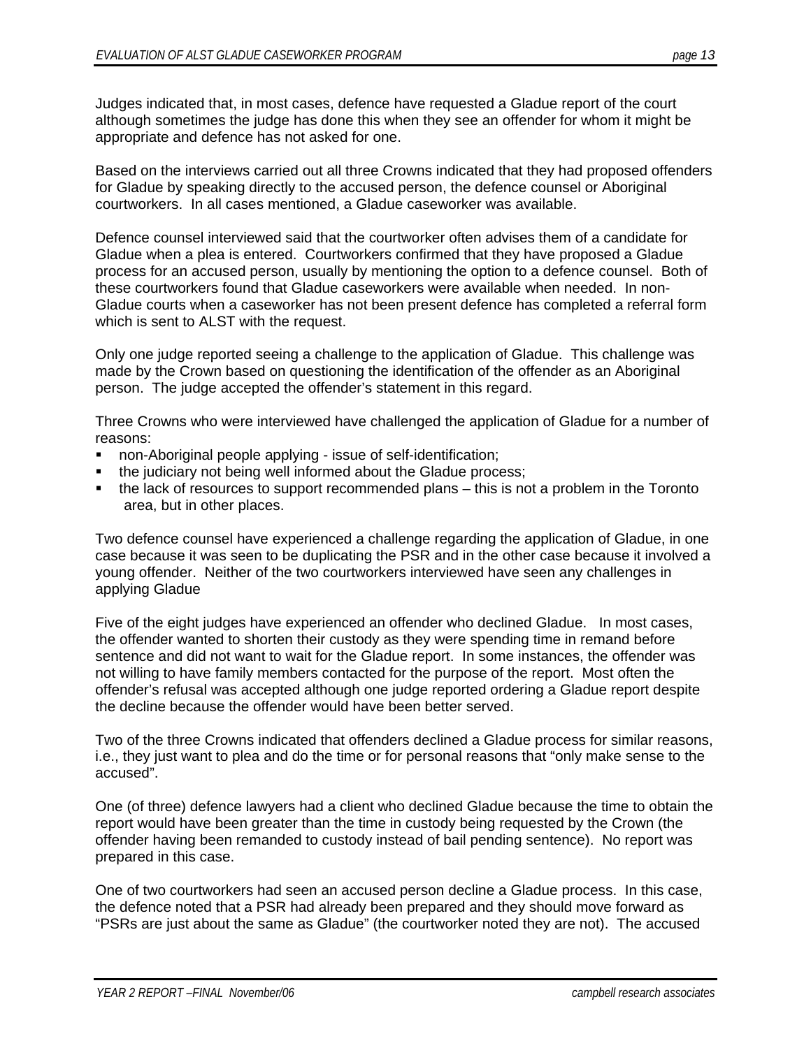Judges indicated that, in most cases, defence have requested a Gladue report of the court although sometimes the judge has done this when they see an offender for whom it might be appropriate and defence has not asked for one.

Based on the interviews carried out all three Crowns indicated that they had proposed offenders for Gladue by speaking directly to the accused person, the defence counsel or Aboriginal courtworkers. In all cases mentioned, a Gladue caseworker was available.

Defence counsel interviewed said that the courtworker often advises them of a candidate for Gladue when a plea is entered. Courtworkers confirmed that they have proposed a Gladue process for an accused person, usually by mentioning the option to a defence counsel. Both of these courtworkers found that Gladue caseworkers were available when needed. In non-Gladue courts when a caseworker has not been present defence has completed a referral form which is sent to ALST with the request.

Only one judge reported seeing a challenge to the application of Gladue. This challenge was made by the Crown based on questioning the identification of the offender as an Aboriginal person. The judge accepted the offender's statement in this regard.

Three Crowns who were interviewed have challenged the application of Gladue for a number of reasons:

- non-Aboriginal people applying - issue of self-identification;
- the judiciary not being well informed about the Gladue process;
- the lack of resources to support recommended plans – this is not a problem in the Toronto area, but in other places.

Two defence counsel have experienced a challenge regarding the application of Gladue, in one case because it was seen to be duplicating the PSR and in the other case because it involved a young offender. Neither of the two courtworkers interviewed have seen any challenges in applying Gladue

Five of the eight judges have experienced an offender who declined Gladue. In most cases, the offender wanted to shorten their custody as they were spending time in remand before sentence and did not want to wait for the Gladue report. In some instances, the offender was not willing to have family members contacted for the purpose of the report. Most often the offender's refusal was accepted although one judge reported ordering a Gladue report despite the decline because the offender would have been better served.

Two of the three Crowns indicated that offenders declined a Gladue process for similar reasons, i.e., they just want to plea and do the time or for personal reasons that "only make sense to the accused".

One (of three) defence lawyers had a client who declined Gladue because the time to obtain the report would have been greater than the time in custody being requested by the Crown (the offender having been remanded to custody instead of bail pending sentence). No report was prepared in this case.

One of two courtworkers had seen an accused person decline a Gladue process. In this case, the defence noted that a PSR had already been prepared and they should move forward as "PSRs are just about the same as Gladue" (the courtworker noted they are not). The accused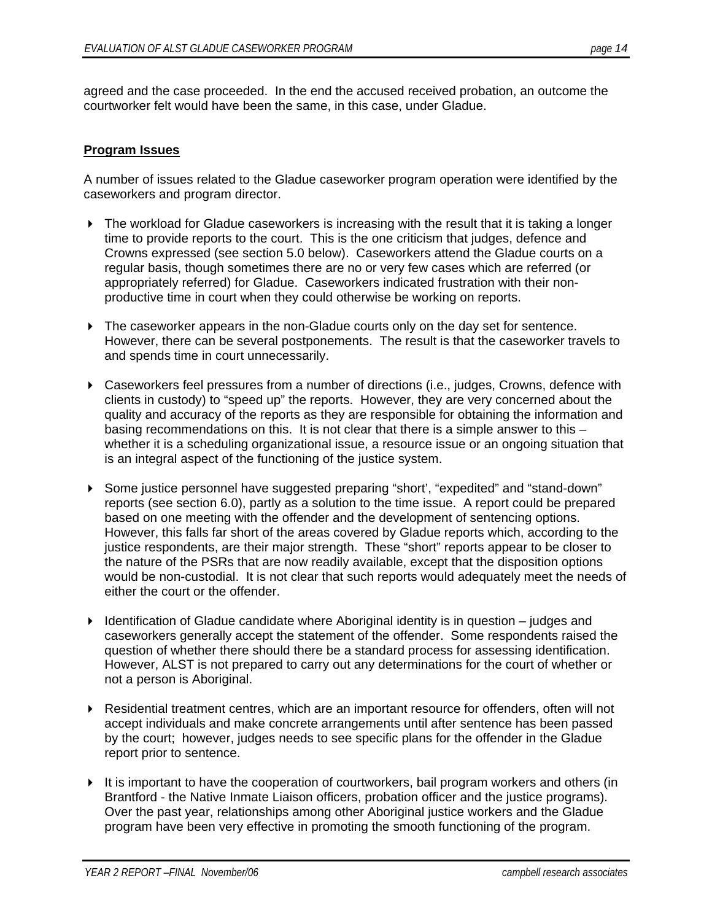agreed and the case proceeded. In the end the accused received probation, an outcome the courtworker felt would have been the same, in this case, under Gladue.

**Program Issues**

A number of issues related to the Gladue caseworker program operation were identified by the caseworkers and program director.

- The workload for Gladue caseworkers is increasing with the result that it is taking a longer time to provide reports to the court. This is the one criticism that judges, defence and Crowns expressed (see section 5.0 below). Caseworkers attend the Gladue courts on a regular basis, though sometimes there are no or very few cases which are referred (or appropriately referred) for Gladue. Caseworkers indicated frustration with their non-productive time in court when they could otherwise be working on reports.

- The caseworker appears in the non-Gladue courts only on the day set for sentence. However, there can be several postponements. The result is that the caseworker travels to and spends time in court unnecessarily.

- Caseworkers feel pressures from a number of directions (i.e., judges, Crowns, defence with clients in custody) to "speed up" the reports. However, they are very concerned about the quality and accuracy of the reports as they are responsible for obtaining the information and basing recommendations on this. It is not clear that there is a simple answer to this – whether it is a scheduling organizational issue, a resource issue or an ongoing situation that is an integral aspect of the functioning of the justice system.

- Some justice personnel have suggested preparing "short', "expedited" and "stand-down" reports (see section 6.0), partly as a solution to the time issue. A report could be prepared based on one meeting with the offender and the development of sentencing options. However, this falls far short of the areas covered by Gladue reports which, according to the justice respondents, are their major strength. These "short" reports appear to be closer to the nature of the PSRs that are now readily available, except that the disposition options would be non-custodial. It is not clear that such reports would adequately meet the needs of either the court or the offender.

- Identification of Gladue candidate where Aboriginal identity is in question – judges and caseworkers generally accept the statement of the offender. Some respondents raised the question of whether there should there be a standard process for assessing identification. However, ALST is not prepared to carry out any determinations for the court of whether or not a person is Aboriginal.

- Residential treatment centres, which are an important resource for offenders, often will not accept individuals and make concrete arrangements until after sentence has been passed by the court; however, judges needs to see specific plans for the offender in the Gladue report prior to sentence.

- It is important to have the cooperation of courtworkers, bail program workers and others (in Brantford - the Native Inmate Liaison officers, probation officer and the justice programs). Over the past year, relationships among other Aboriginal justice workers and the Gladue program have been very effective in promoting the smooth functioning of the program.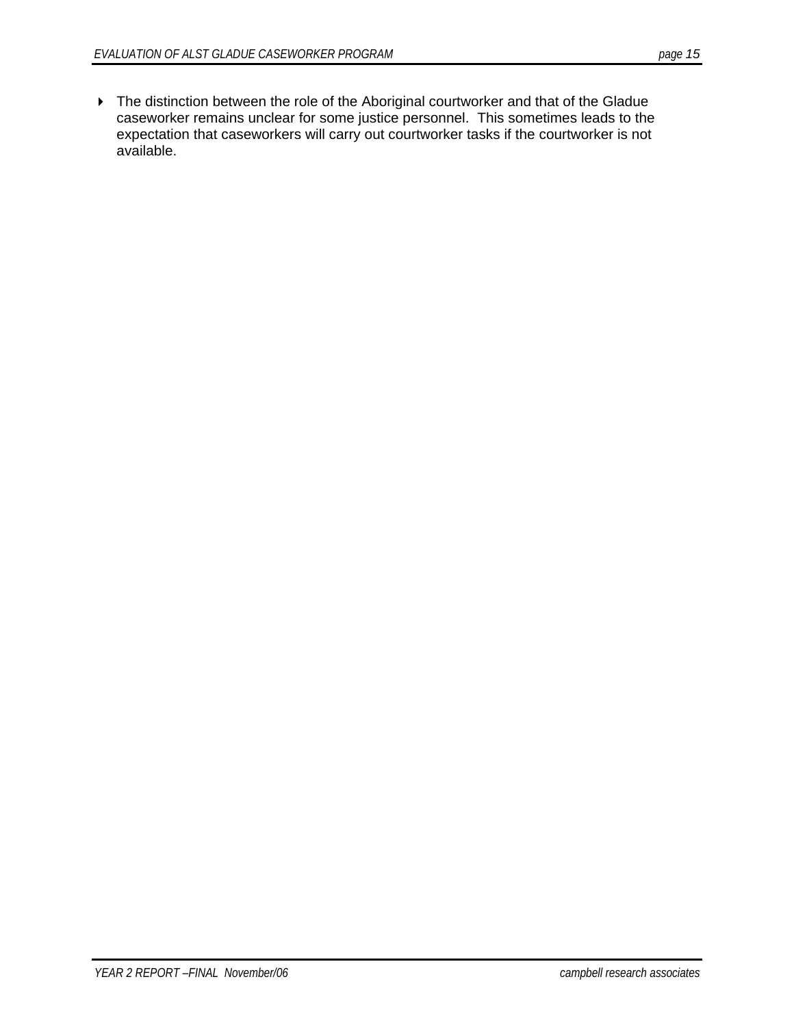- The distinction between the role of the Aboriginal courtworker and that of the Gladue caseworker remains unclear for some justice personnel. This sometimes leads to the expectation that caseworkers will carry out courtworker tasks if the courtworker is not available.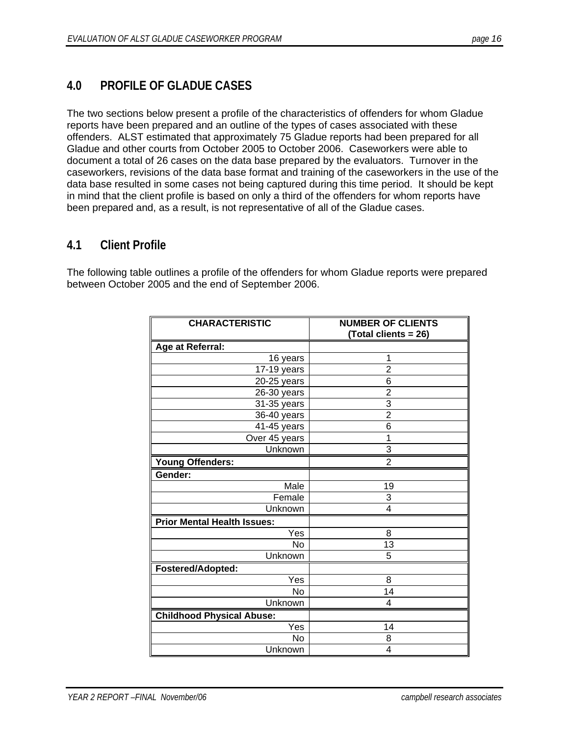## 4.0 PROFILE OF GLADUE CASES

The two sections below present a profile of the characteristics of offenders for whom Gladue reports have been prepared and an outline of the types of cases associated with these offenders. ALST estimated that approximately 75 Gladue reports had been prepared for all Gladue and other courts from October 2005 to October 2006. Caseworkers were able to document a total of 26 cases on the data base prepared by the evaluators. Turnover in the caseworkers, revisions of the data base format and training of the caseworkers in the use of the data base resulted in some cases not being captured during this time period. It should be kept in mind that the client profile is based on only a third of the offenders for whom reports have been prepared and, as a result, is not representative of all of the Gladue cases.

### 4.1 Client Profile

The following table outlines a profile of the offenders for whom Gladue reports were prepared between October 2005 and the end of September 2006.

| CHARACTERISTIC | NUMBER OF CLIENTS (Total clients = 26) |
|---|---|
| **Age at Referral:** | |
| 16 years | 1 |
| 17-19 years | 2 |
| 20-25 years | 6 |
| 26-30 years | 2 |
| 31-35 years | 3 |
| 36-40 years | 2 |
| 41-45 years | 6 |
| Over 45 years | 1 |
| Unknown | 3 |
| **Young Offenders:** | 2 |
| **Gender:** | |
| Male | 19 |
| Female | 3 |
| Unknown | 4 |
| **Prior Mental Health Issues:** | |
| Yes | 8 |
| No | 13 |
| Unknown | 5 |
| **Fostered/Adopted:** | |
| Yes | 8 |
| No | 14 |
| Unknown | 4 |
| **Childhood Physical Abuse:** | |
| Yes | 14 |
| No | 8 |
| Unknown | 4 |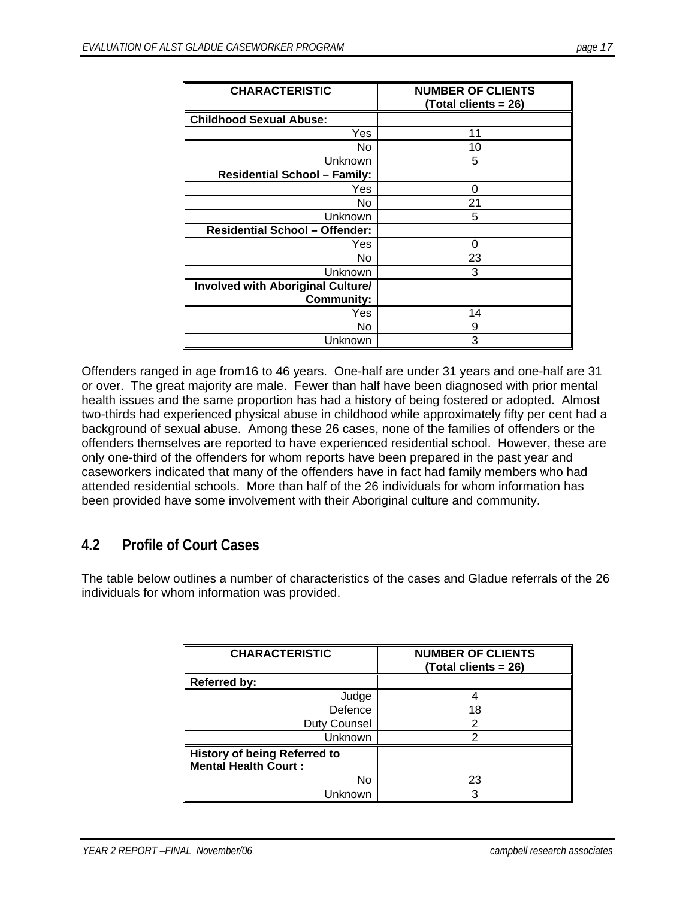| CHARACTERISTIC | NUMBER OF CLIENTS (Total clients = 26) |
|---|---|
| **Childhood Sexual Abuse:** | |
| Yes | 11 |
| No | 10 |
| Unknown | 5 |
| **Residential School – Family:** | |
| Yes | 0 |
| No | 21 |
| Unknown | 5 |
| **Residential School – Offender:** | |
| Yes | 0 |
| No | 23 |
| Unknown | 3 |
| **Involved with Aboriginal Culture/ Community:** | |
| Yes | 14 |
| No | 9 |
| Unknown | 3 |

Offenders ranged in age from16 to 46 years. One-half are under 31 years and one-half are 31 or over. The great majority are male. Fewer than half have been diagnosed with prior mental health issues and the same proportion has had a history of being fostered or adopted. Almost two-thirds had experienced physical abuse in childhood while approximately fifty per cent had a background of sexual abuse. Among these 26 cases, none of the families of offenders or the offenders themselves are reported to have experienced residential school. However, these are only one-third of the offenders for whom reports have been prepared in the past year and caseworkers indicated that many of the offenders have in fact had family members who had attended residential schools. More than half of the 26 individuals for whom information has been provided have some involvement with their Aboriginal culture and community.

## 4.2 Profile of Court Cases

The table below outlines a number of characteristics of the cases and Gladue referrals of the 26 individuals for whom information was provided.

| CHARACTERISTIC | NUMBER OF CLIENTS (Total clients = 26) |
|---|---|
| **Referred by:** | |
| Judge | 4 |
| Defence | 18 |
| Duty Counsel | 2 |
| Unknown | 2 |
| **History of being Referred to Mental Health Court :** | |
| No | 23 |
| Unknown | 3 |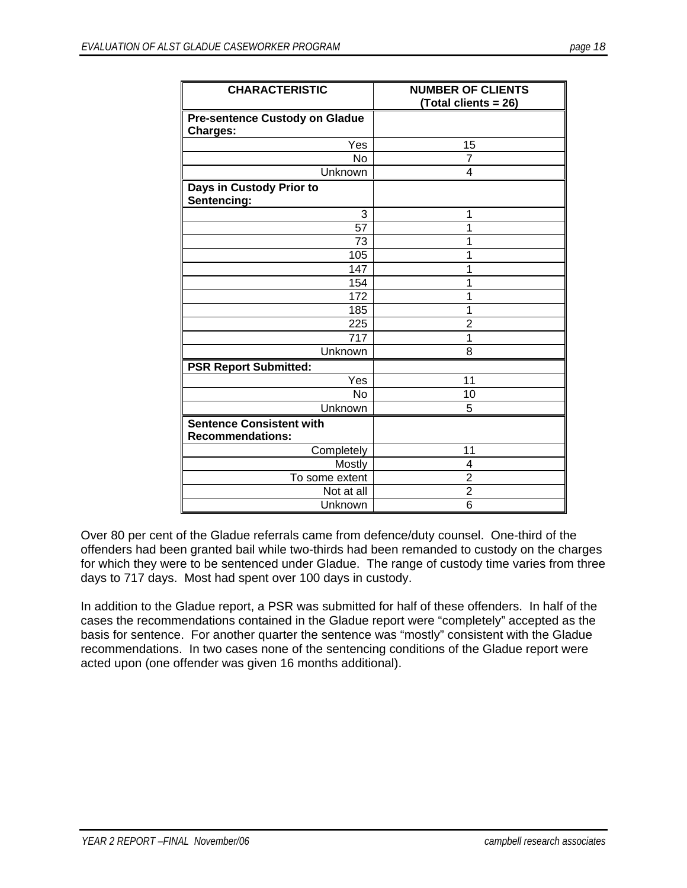| CHARACTERISTIC | NUMBER OF CLIENTS (Total clients = 26) |
|---|---|
| **Pre-sentence Custody on Gladue Charges:** | |
| Yes | 15 |
| No | 7 |
| Unknown | 4 |
| **Days in Custody Prior to Sentencing:** | |
| 3 | 1 |
| 57 | 1 |
| 73 | 1 |
| 105 | 1 |
| 147 | 1 |
| 154 | 1 |
| 172 | 1 |
| 185 | 1 |
| 225 | 2 |
| 717 | 1 |
| Unknown | 8 |
| **PSR Report Submitted:** | |
| Yes | 11 |
| No | 10 |
| Unknown | 5 |
| **Sentence Consistent with Recommendations:** | |
| Completely | 11 |
| Mostly | 4 |
| To some extent | 2 |
| Not at all | 2 |
| Unknown | 6 |

Over 80 per cent of the Gladue referrals came from defence/duty counsel. One-third of the offenders had been granted bail while two-thirds had been remanded to custody on the charges for which they were to be sentenced under Gladue. The range of custody time varies from three days to 717 days. Most had spent over 100 days in custody.

In addition to the Gladue report, a PSR was submitted for half of these offenders. In half of the cases the recommendations contained in the Gladue report were "completely" accepted as the basis for sentence. For another quarter the sentence was "mostly" consistent with the Gladue recommendations. In two cases none of the sentencing conditions of the Gladue report were acted upon (one offender was given 16 months additional).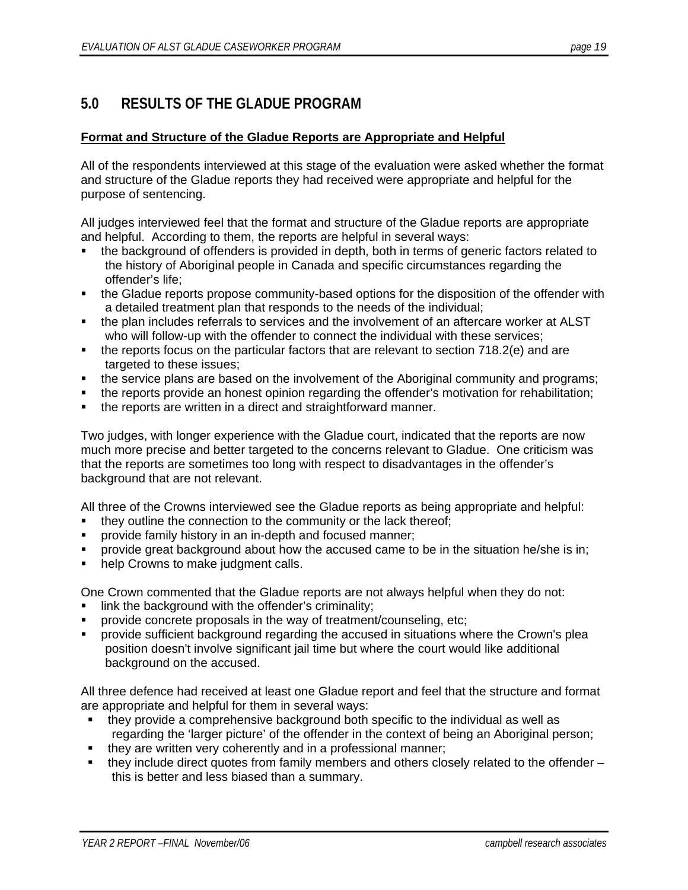## 5.0 RESULTS OF THE GLADUE PROGRAM

**Format and Structure of the Gladue Reports are Appropriate and Helpful**

All of the respondents interviewed at this stage of the evaluation were asked whether the format and structure of the Gladue reports they had received were appropriate and helpful for the purpose of sentencing.

All judges interviewed feel that the format and structure of the Gladue reports are appropriate and helpful. According to them, the reports are helpful in several ways:

- the background of offenders is provided in depth, both in terms of generic factors related to the history of Aboriginal people in Canada and specific circumstances regarding the offender's life;
- the Gladue reports propose community-based options for the disposition of the offender with a detailed treatment plan that responds to the needs of the individual;
- the plan includes referrals to services and the involvement of an aftercare worker at ALST who will follow-up with the offender to connect the individual with these services;
- the reports focus on the particular factors that are relevant to section 718.2(e) and are targeted to these issues;
- the service plans are based on the involvement of the Aboriginal community and programs;
- the reports provide an honest opinion regarding the offender's motivation for rehabilitation;
- the reports are written in a direct and straightforward manner.

Two judges, with longer experience with the Gladue court, indicated that the reports are now much more precise and better targeted to the concerns relevant to Gladue. One criticism was that the reports are sometimes too long with respect to disadvantages in the offender's background that are not relevant.

All three of the Crowns interviewed see the Gladue reports as being appropriate and helpful:

- they outline the connection to the community or the lack thereof;
- provide family history in an in-depth and focused manner;
- provide great background about how the accused came to be in the situation he/she is in;
- help Crowns to make judgment calls.

One Crown commented that the Gladue reports are not always helpful when they do not:

- link the background with the offender's criminality;
- provide concrete proposals in the way of treatment/counseling, etc;
- provide sufficient background regarding the accused in situations where the Crown's plea position doesn't involve significant jail time but where the court would like additional background on the accused.

All three defence had received at least one Gladue report and feel that the structure and format are appropriate and helpful for them in several ways:

- they provide a comprehensive background both specific to the individual as well as regarding the 'larger picture' of the offender in the context of being an Aboriginal person;
- they are written very coherently and in a professional manner;
- they include direct quotes from family members and others closely related to the offender – this is better and less biased than a summary.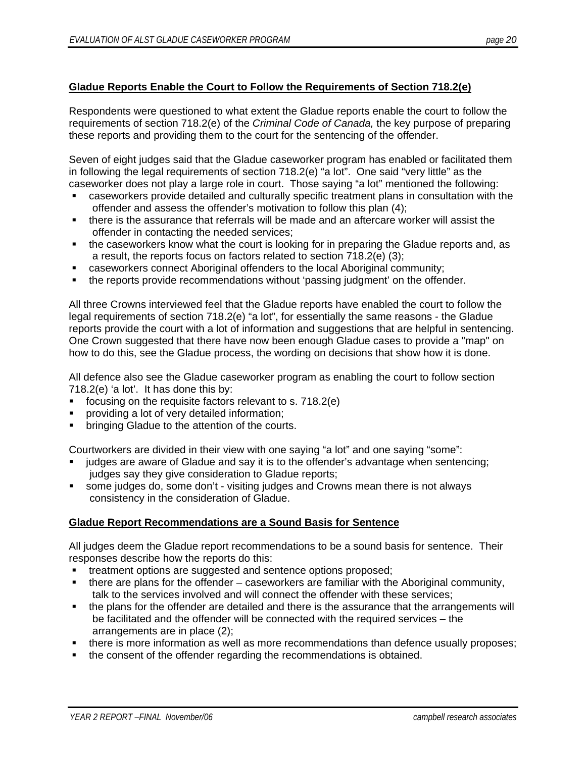**Gladue Reports Enable the Court to Follow the Requirements of Section 718.2(e)**

Respondents were questioned to what extent the Gladue reports enable the court to follow the requirements of section 718.2(e) of the *Criminal Code of Canada,* the key purpose of preparing these reports and providing them to the court for the sentencing of the offender.

Seven of eight judges said that the Gladue caseworker program has enabled or facilitated them in following the legal requirements of section 718.2(e) "a lot". One said "very little" as the caseworker does not play a large role in court. Those saying "a lot" mentioned the following:

- caseworkers provide detailed and culturally specific treatment plans in consultation with the offender and assess the offender's motivation to follow this plan (4);
- there is the assurance that referrals will be made and an aftercare worker will assist the offender in contacting the needed services;
- the caseworkers know what the court is looking for in preparing the Gladue reports and, as a result, the reports focus on factors related to section 718.2(e) (3);
- caseworkers connect Aboriginal offenders to the local Aboriginal community;
- the reports provide recommendations without 'passing judgment' on the offender.

All three Crowns interviewed feel that the Gladue reports have enabled the court to follow the legal requirements of section 718.2(e) "a lot", for essentially the same reasons - the Gladue reports provide the court with a lot of information and suggestions that are helpful in sentencing. One Crown suggested that there have now been enough Gladue cases to provide a "map" on how to do this, see the Gladue process, the wording on decisions that show how it is done.

All defence also see the Gladue caseworker program as enabling the court to follow section 718.2(e) 'a lot'. It has done this by:

- focusing on the requisite factors relevant to s. 718.2(e)
- providing a lot of very detailed information;
- bringing Gladue to the attention of the courts.

Courtworkers are divided in their view with one saying "a lot" and one saying "some":

- judges are aware of Gladue and say it is to the offender's advantage when sentencing; judges say they give consideration to Gladue reports;
- some judges do, some don't - visiting judges and Crowns mean there is not always consistency in the consideration of Gladue.

**Gladue Report Recommendations are a Sound Basis for Sentence**

All judges deem the Gladue report recommendations to be a sound basis for sentence. Their responses describe how the reports do this:

- treatment options are suggested and sentence options proposed;
- there are plans for the offender – caseworkers are familiar with the Aboriginal community, talk to the services involved and will connect the offender with these services;
- the plans for the offender are detailed and there is the assurance that the arrangements will be facilitated and the offender will be connected with the required services – the arrangements are in place (2);
- there is more information as well as more recommendations than defence usually proposes;
- the consent of the offender regarding the recommendations is obtained.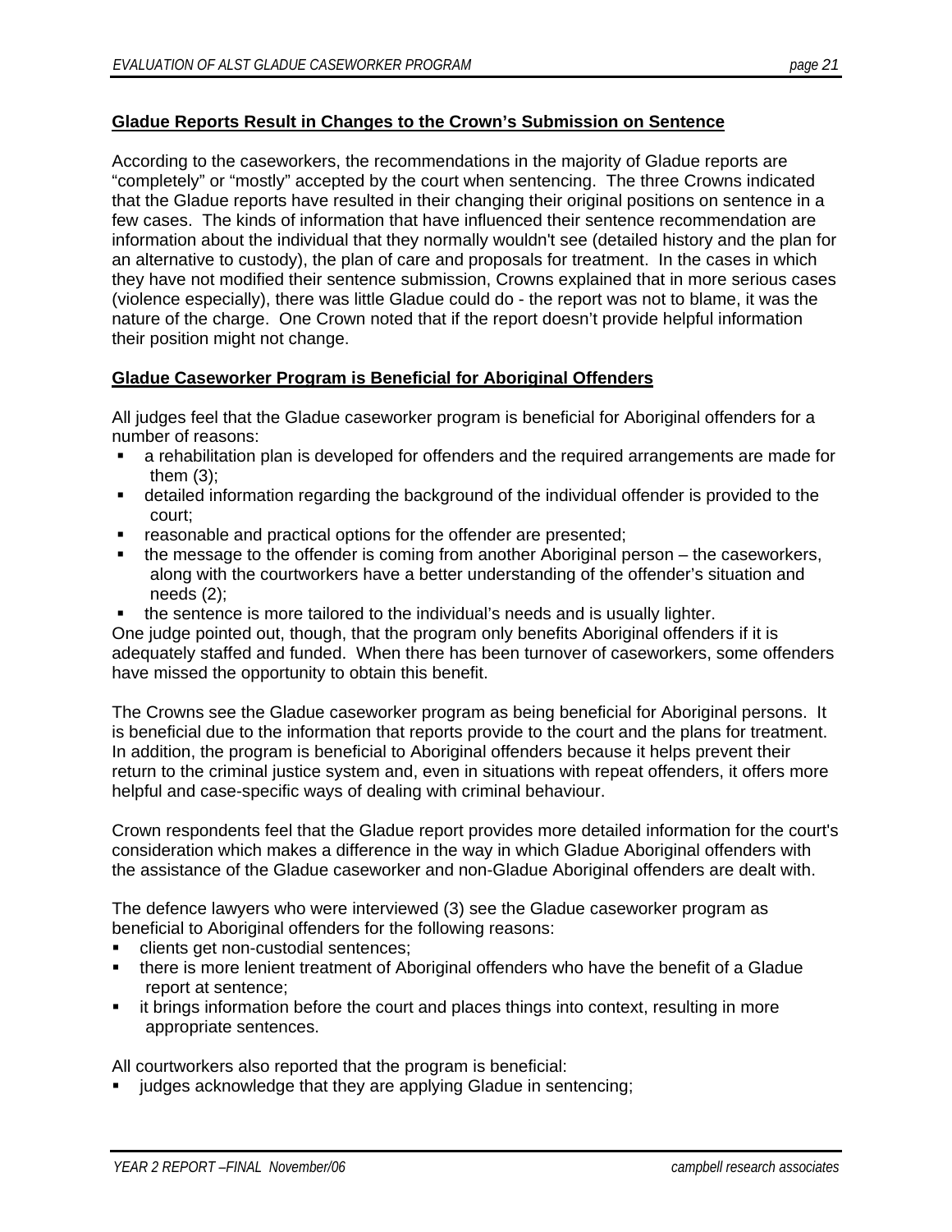**Gladue Reports Result in Changes to the Crown's Submission on Sentence**

According to the caseworkers, the recommendations in the majority of Gladue reports are "completely" or "mostly" accepted by the court when sentencing. The three Crowns indicated that the Gladue reports have resulted in their changing their original positions on sentence in a few cases. The kinds of information that have influenced their sentence recommendation are information about the individual that they normally wouldn't see (detailed history and the plan for an alternative to custody), the plan of care and proposals for treatment. In the cases in which they have not modified their sentence submission, Crowns explained that in more serious cases (violence especially), there was little Gladue could do - the report was not to blame, it was the nature of the charge. One Crown noted that if the report doesn't provide helpful information their position might not change.

**Gladue Caseworker Program is Beneficial for Aboriginal Offenders**

All judges feel that the Gladue caseworker program is beneficial for Aboriginal offenders for a number of reasons:

- a rehabilitation plan is developed for offenders and the required arrangements are made for them (3);
- detailed information regarding the background of the individual offender is provided to the court;
- reasonable and practical options for the offender are presented;
- the message to the offender is coming from another Aboriginal person – the caseworkers, along with the courtworkers have a better understanding of the offender's situation and needs (2);
- the sentence is more tailored to the individual's needs and is usually lighter.

One judge pointed out, though, that the program only benefits Aboriginal offenders if it is adequately staffed and funded. When there has been turnover of caseworkers, some offenders have missed the opportunity to obtain this benefit.

The Crowns see the Gladue caseworker program as being beneficial for Aboriginal persons. It is beneficial due to the information that reports provide to the court and the plans for treatment. In addition, the program is beneficial to Aboriginal offenders because it helps prevent their return to the criminal justice system and, even in situations with repeat offenders, it offers more helpful and case-specific ways of dealing with criminal behaviour.

Crown respondents feel that the Gladue report provides more detailed information for the court's consideration which makes a difference in the way in which Gladue Aboriginal offenders with the assistance of the Gladue caseworker and non-Gladue Aboriginal offenders are dealt with.

The defence lawyers who were interviewed (3) see the Gladue caseworker program as beneficial to Aboriginal offenders for the following reasons:

- clients get non-custodial sentences;
- there is more lenient treatment of Aboriginal offenders who have the benefit of a Gladue report at sentence;
- it brings information before the court and places things into context, resulting in more appropriate sentences.

All courtworkers also reported that the program is beneficial:

- judges acknowledge that they are applying Gladue in sentencing;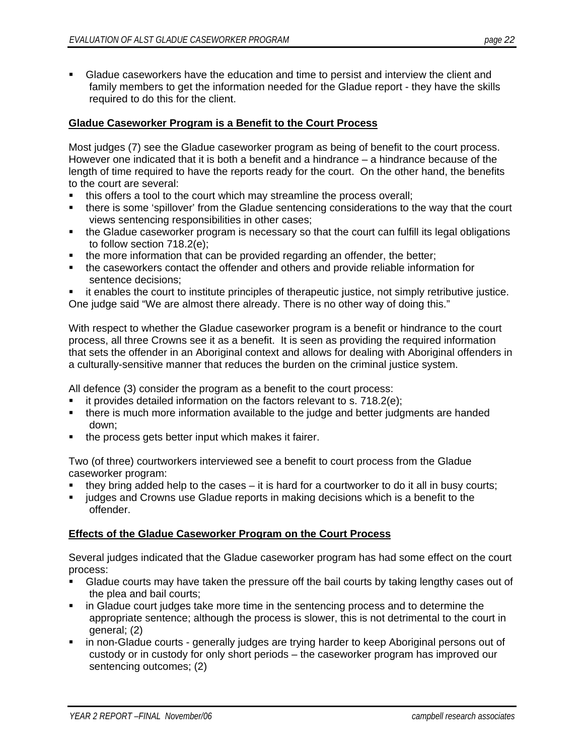- Gladue caseworkers have the education and time to persist and interview the client and family members to get the information needed for the Gladue report - they have the skills required to do this for the client.

**Gladue Caseworker Program is a Benefit to the Court Process**

Most judges (7) see the Gladue caseworker program as being of benefit to the court process. However one indicated that it is both a benefit and a hindrance – a hindrance because of the length of time required to have the reports ready for the court. On the other hand, the benefits to the court are several:

- this offers a tool to the court which may streamline the process overall;
- there is some 'spillover' from the Gladue sentencing considerations to the way that the court views sentencing responsibilities in other cases;
- the Gladue caseworker program is necessary so that the court can fulfill its legal obligations to follow section 718.2(e);
- the more information that can be provided regarding an offender, the better;
- the caseworkers contact the offender and others and provide reliable information for sentence decisions;
- it enables the court to institute principles of therapeutic justice, not simply retributive justice.

One judge said "We are almost there already. There is no other way of doing this."

With respect to whether the Gladue caseworker program is a benefit or hindrance to the court process, all three Crowns see it as a benefit. It is seen as providing the required information that sets the offender in an Aboriginal context and allows for dealing with Aboriginal offenders in a culturally-sensitive manner that reduces the burden on the criminal justice system.

All defence (3) consider the program as a benefit to the court process:

- it provides detailed information on the factors relevant to s. 718.2(e);
- there is much more information available to the judge and better judgments are handed down;
- the process gets better input which makes it fairer.

Two (of three) courtworkers interviewed see a benefit to court process from the Gladue caseworker program:

- they bring added help to the cases – it is hard for a courtworker to do it all in busy courts;
- judges and Crowns use Gladue reports in making decisions which is a benefit to the offender.

**Effects of the Gladue Caseworker Program on the Court Process**

Several judges indicated that the Gladue caseworker program has had some effect on the court process:

- Gladue courts may have taken the pressure off the bail courts by taking lengthy cases out of the plea and bail courts;
- in Gladue court judges take more time in the sentencing process and to determine the appropriate sentence; although the process is slower, this is not detrimental to the court in general; (2)
- in non-Gladue courts - generally judges are trying harder to keep Aboriginal persons out of custody or in custody for only short periods – the caseworker program has improved our sentencing outcomes; (2)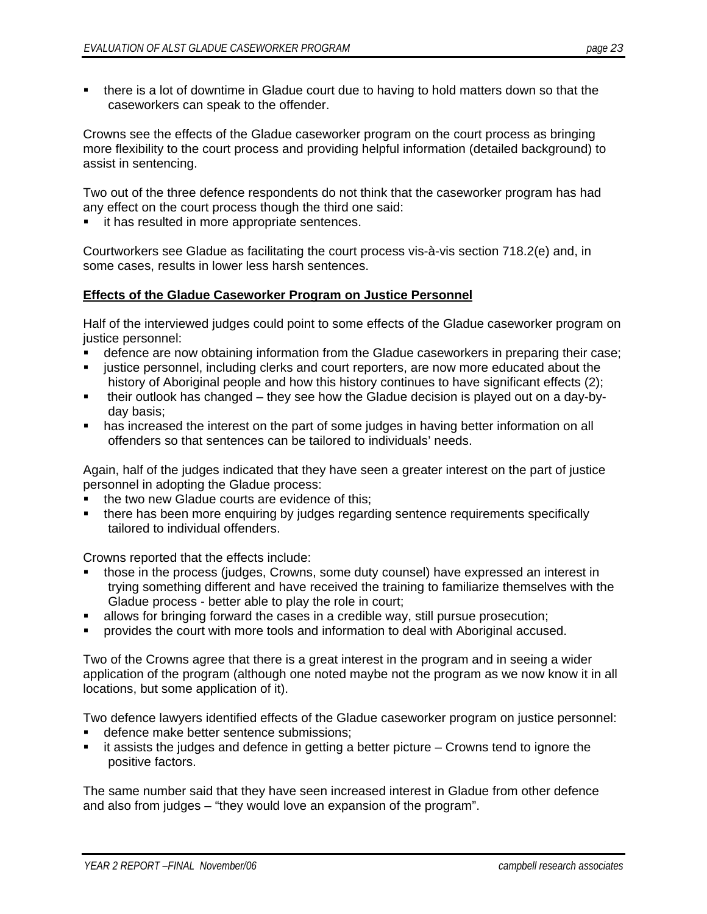- there is a lot of downtime in Gladue court due to having to hold matters down so that the caseworkers can speak to the offender.

Crowns see the effects of the Gladue caseworker program on the court process as bringing more flexibility to the court process and providing helpful information (detailed background) to assist in sentencing.

Two out of the three defence respondents do not think that the caseworker program has had any effect on the court process though the third one said:

- it has resulted in more appropriate sentences.

Courtworkers see Gladue as facilitating the court process vis-à-vis section 718.2(e) and, in some cases, results in lower less harsh sentences.

**Effects of the Gladue Caseworker Program on Justice Personnel**

Half of the interviewed judges could point to some effects of the Gladue caseworker program on justice personnel:

- defence are now obtaining information from the Gladue caseworkers in preparing their case;
- justice personnel, including clerks and court reporters, are now more educated about the history of Aboriginal people and how this history continues to have significant effects (2);
- their outlook has changed – they see how the Gladue decision is played out on a day-by-day basis;
- has increased the interest on the part of some judges in having better information on all offenders so that sentences can be tailored to individuals' needs.

Again, half of the judges indicated that they have seen a greater interest on the part of justice personnel in adopting the Gladue process:

- the two new Gladue courts are evidence of this;
- there has been more enquiring by judges regarding sentence requirements specifically tailored to individual offenders.

Crowns reported that the effects include:

- those in the process (judges, Crowns, some duty counsel) have expressed an interest in trying something different and have received the training to familiarize themselves with the Gladue process - better able to play the role in court;
- allows for bringing forward the cases in a credible way, still pursue prosecution;
- provides the court with more tools and information to deal with Aboriginal accused.

Two of the Crowns agree that there is a great interest in the program and in seeing a wider application of the program (although one noted maybe not the program as we now know it in all locations, but some application of it).

Two defence lawyers identified effects of the Gladue caseworker program on justice personnel:

- defence make better sentence submissions;
- it assists the judges and defence in getting a better picture – Crowns tend to ignore the positive factors.

The same number said that they have seen increased interest in Gladue from other defence and also from judges – "they would love an expansion of the program".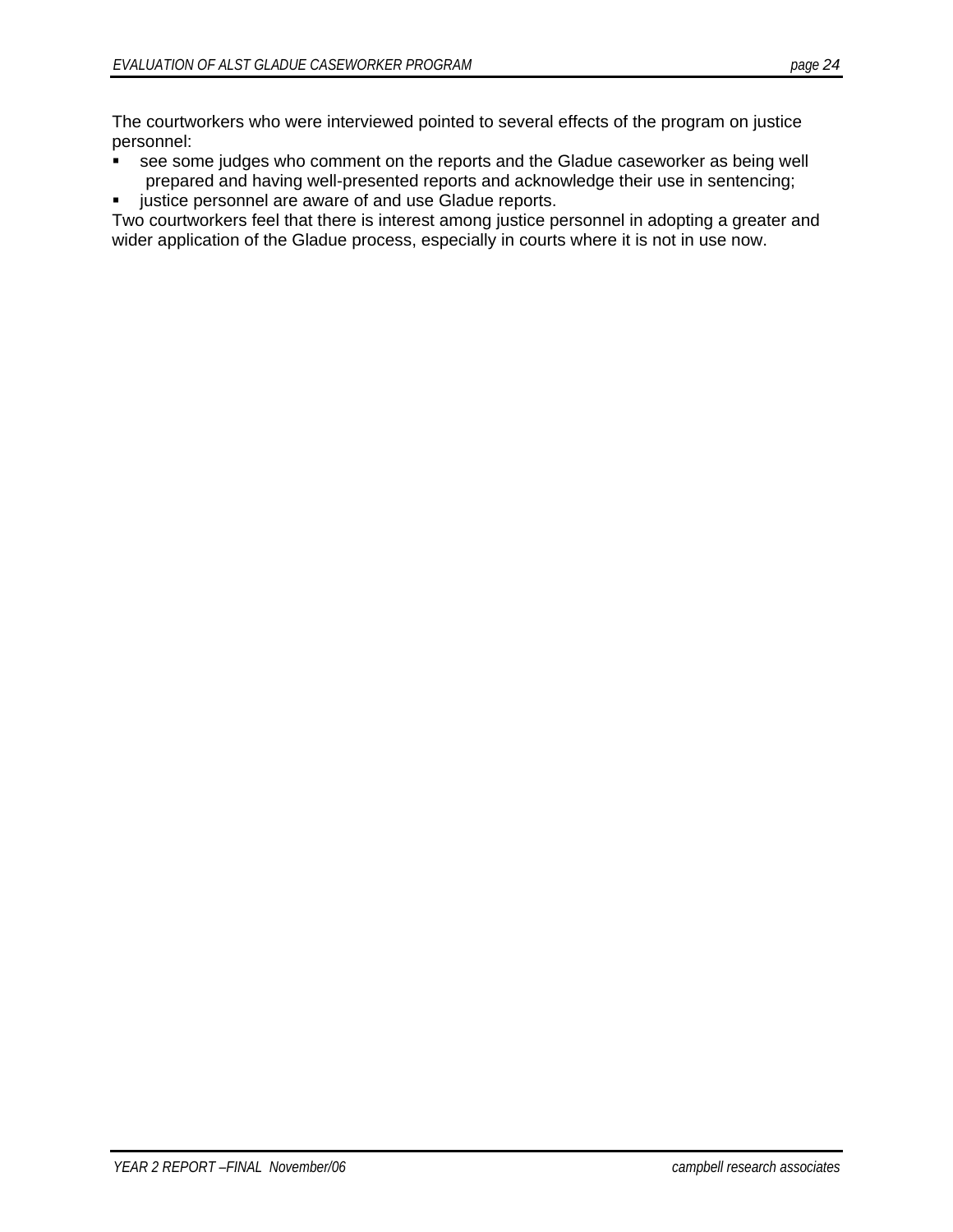The courtworkers who were interviewed pointed to several effects of the program on justice personnel:

- see some judges who comment on the reports and the Gladue caseworker as being well prepared and having well-presented reports and acknowledge their use in sentencing;
- justice personnel are aware of and use Gladue reports.

Two courtworkers feel that there is interest among justice personnel in adopting a greater and wider application of the Gladue process, especially in courts where it is not in use now.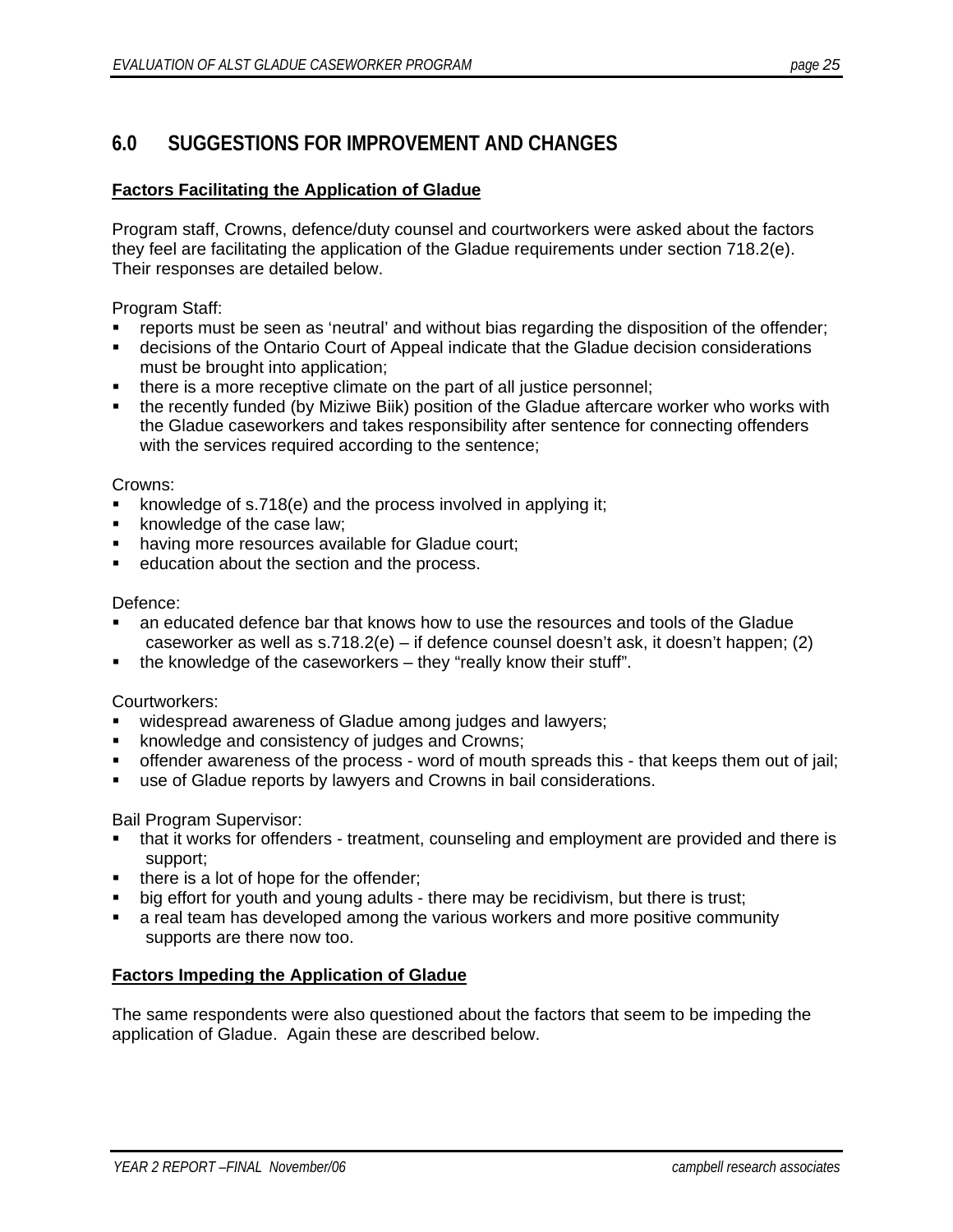## 6.0 SUGGESTIONS FOR IMPROVEMENT AND CHANGES

**Factors Facilitating the Application of Gladue**

Program staff, Crowns, defence/duty counsel and courtworkers were asked about the factors they feel are facilitating the application of the Gladue requirements under section 718.2(e). Their responses are detailed below.

Program Staff:

- reports must be seen as 'neutral' and without bias regarding the disposition of the offender;
- decisions of the Ontario Court of Appeal indicate that the Gladue decision considerations must be brought into application;
- there is a more receptive climate on the part of all justice personnel;
- the recently funded (by Miziwe Biik) position of the Gladue aftercare worker who works with the Gladue caseworkers and takes responsibility after sentence for connecting offenders with the services required according to the sentence;

Crowns:

- knowledge of s.718(e) and the process involved in applying it;
- knowledge of the case law;
- having more resources available for Gladue court;
- education about the section and the process.

Defence:

- an educated defence bar that knows how to use the resources and tools of the Gladue caseworker as well as s.718.2(e) – if defence counsel doesn't ask, it doesn't happen; (2)
- the knowledge of the caseworkers – they "really know their stuff".

Courtworkers:

- widespread awareness of Gladue among judges and lawyers;
- knowledge and consistency of judges and Crowns;
- offender awareness of the process - word of mouth spreads this - that keeps them out of jail;
- use of Gladue reports by lawyers and Crowns in bail considerations.

Bail Program Supervisor:

- that it works for offenders - treatment, counseling and employment are provided and there is support;
- there is a lot of hope for the offender;
- big effort for youth and young adults - there may be recidivism, but there is trust;
- a real team has developed among the various workers and more positive community supports are there now too.

**Factors Impeding the Application of Gladue**

The same respondents were also questioned about the factors that seem to be impeding the application of Gladue. Again these are described below.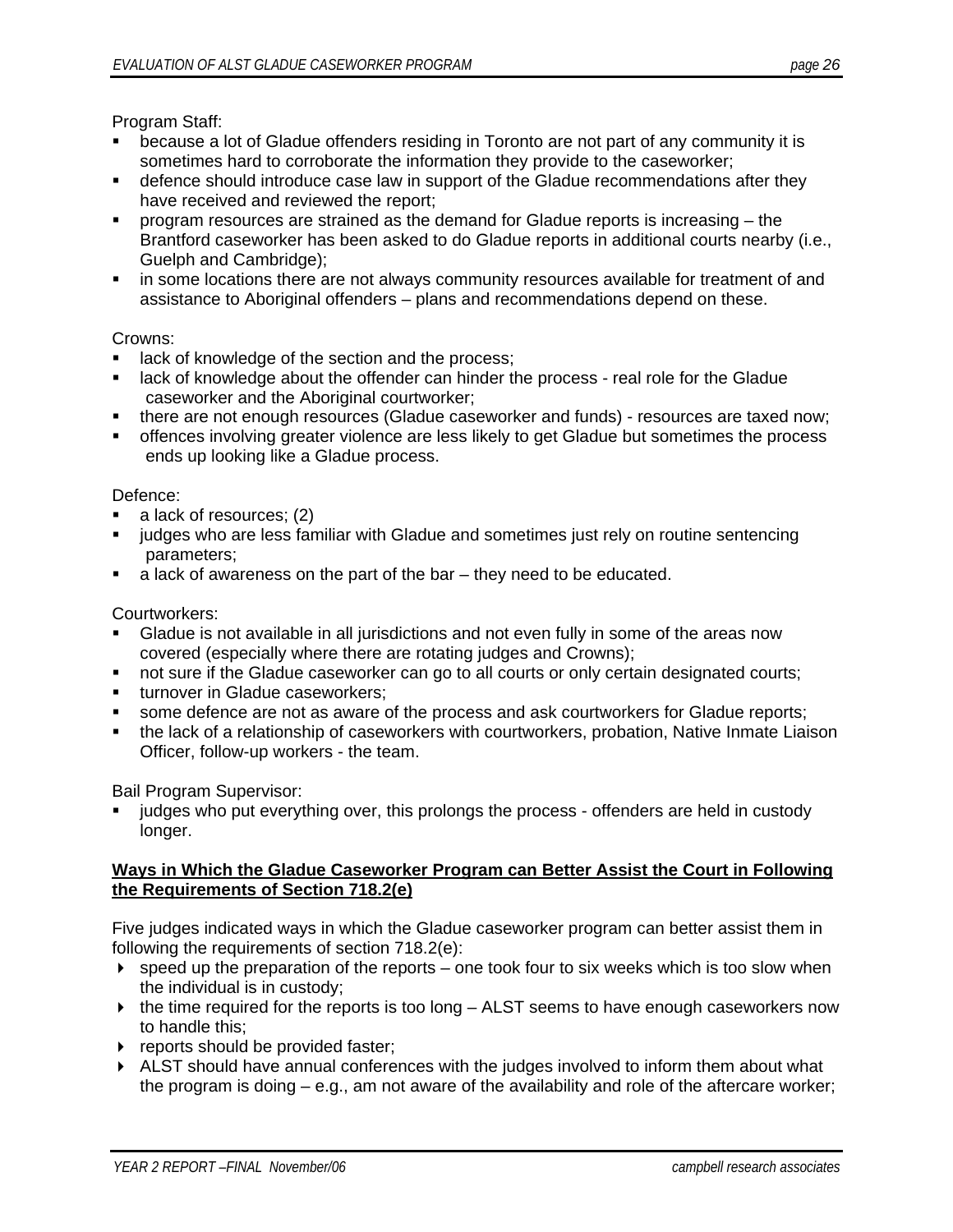Program Staff:

- because a lot of Gladue offenders residing in Toronto are not part of any community it is sometimes hard to corroborate the information they provide to the caseworker;
- defence should introduce case law in support of the Gladue recommendations after they have received and reviewed the report;
- program resources are strained as the demand for Gladue reports is increasing – the Brantford caseworker has been asked to do Gladue reports in additional courts nearby (i.e., Guelph and Cambridge);
- in some locations there are not always community resources available for treatment of and assistance to Aboriginal offenders – plans and recommendations depend on these.

Crowns:

- lack of knowledge of the section and the process;
- lack of knowledge about the offender can hinder the process - real role for the Gladue caseworker and the Aboriginal courtworker;
- there are not enough resources (Gladue caseworker and funds) - resources are taxed now;
- offences involving greater violence are less likely to get Gladue but sometimes the process ends up looking like a Gladue process.

Defence:

- a lack of resources; (2)
- judges who are less familiar with Gladue and sometimes just rely on routine sentencing parameters;
- a lack of awareness on the part of the bar – they need to be educated.

Courtworkers:

- Gladue is not available in all jurisdictions and not even fully in some of the areas now covered (especially where there are rotating judges and Crowns);
- not sure if the Gladue caseworker can go to all courts or only certain designated courts;
- turnover in Gladue caseworkers;
- some defence are not as aware of the process and ask courtworkers for Gladue reports;
- the lack of a relationship of caseworkers with courtworkers, probation, Native Inmate Liaison Officer, follow-up workers - the team.

Bail Program Supervisor:

- judges who put everything over, this prolongs the process - offenders are held in custody longer.

**Ways in Which the Gladue Caseworker Program can Better Assist the Court in Following the Requirements of Section 718.2(e)**

Five judges indicated ways in which the Gladue caseworker program can better assist them in following the requirements of section 718.2(e):

- speed up the preparation of the reports – one took four to six weeks which is too slow when the individual is in custody;
- the time required for the reports is too long – ALST seems to have enough caseworkers now to handle this;
- reports should be provided faster;
- ALST should have annual conferences with the judges involved to inform them about what the program is doing – e.g., am not aware of the availability and role of the aftercare worker;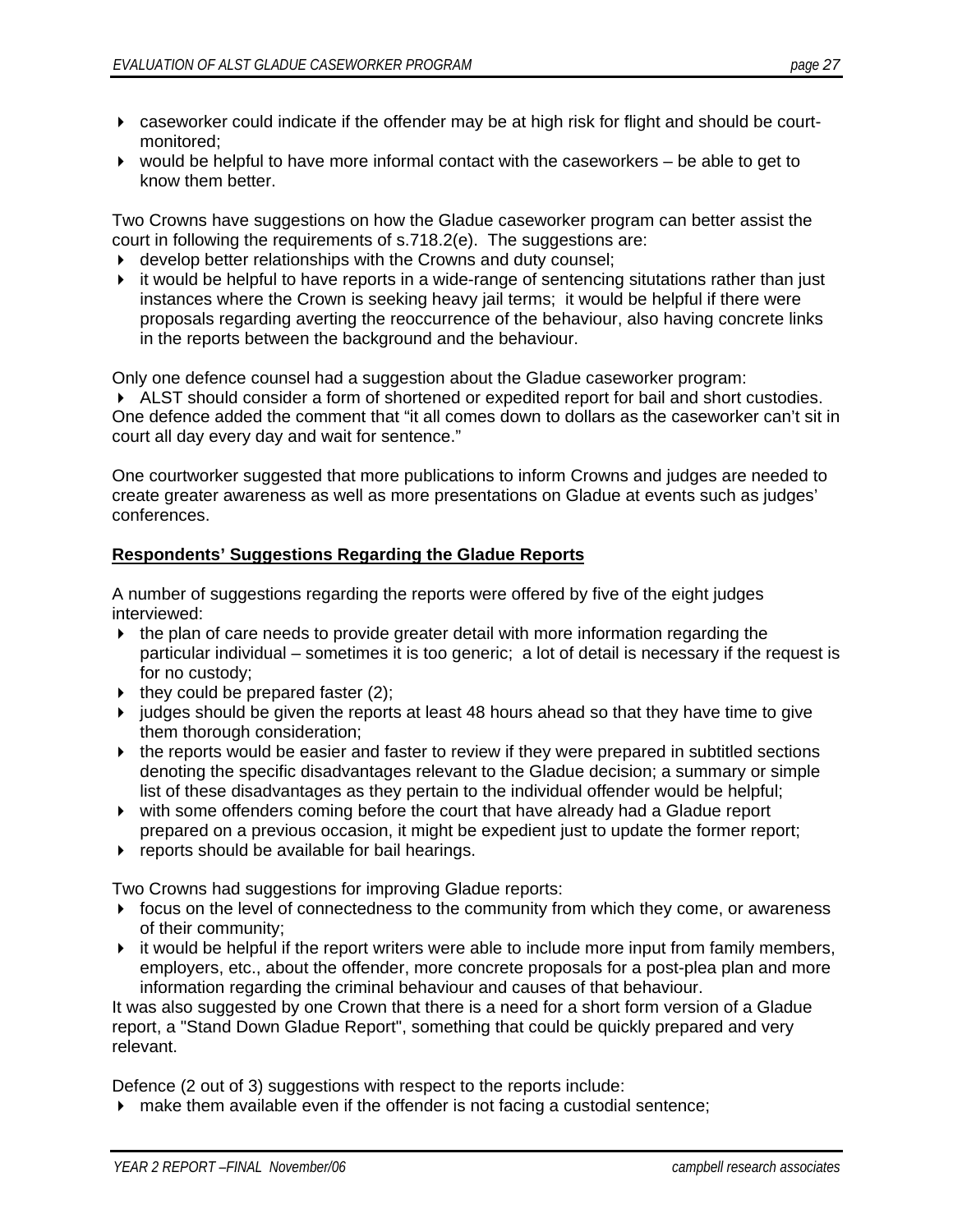- caseworker could indicate if the offender may be at high risk for flight and should be court-monitored;
- would be helpful to have more informal contact with the caseworkers – be able to get to know them better.

Two Crowns have suggestions on how the Gladue caseworker program can better assist the court in following the requirements of s.718.2(e). The suggestions are:

- develop better relationships with the Crowns and duty counsel;
- it would be helpful to have reports in a wide-range of sentencing situtations rather than just instances where the Crown is seeking heavy jail terms; it would be helpful if there were proposals regarding averting the reoccurrence of the behaviour, also having concrete links in the reports between the background and the behaviour.

Only one defence counsel had a suggestion about the Gladue caseworker program:

- ALST should consider a form of shortened or expedited report for bail and short custodies.

One defence added the comment that "it all comes down to dollars as the caseworker can't sit in court all day every day and wait for sentence."

One courtworker suggested that more publications to inform Crowns and judges are needed to create greater awareness as well as more presentations on Gladue at events such as judges' conferences.

**Respondents' Suggestions Regarding the Gladue Reports**

A number of suggestions regarding the reports were offered by five of the eight judges interviewed:

- the plan of care needs to provide greater detail with more information regarding the particular individual – sometimes it is too generic; a lot of detail is necessary if the request is for no custody;
- they could be prepared faster (2);
- judges should be given the reports at least 48 hours ahead so that they have time to give them thorough consideration;
- the reports would be easier and faster to review if they were prepared in subtitled sections denoting the specific disadvantages relevant to the Gladue decision; a summary or simple list of these disadvantages as they pertain to the individual offender would be helpful;
- with some offenders coming before the court that have already had a Gladue report prepared on a previous occasion, it might be expedient just to update the former report;
- reports should be available for bail hearings.

Two Crowns had suggestions for improving Gladue reports:

- focus on the level of connectedness to the community from which they come, or awareness of their community;
- it would be helpful if the report writers were able to include more input from family members, employers, etc., about the offender, more concrete proposals for a post-plea plan and more information regarding the criminal behaviour and causes of that behaviour.

It was also suggested by one Crown that there is a need for a short form version of a Gladue report, a "Stand Down Gladue Report", something that could be quickly prepared and very relevant.

Defence (2 out of 3) suggestions with respect to the reports include:

- make them available even if the offender is not facing a custodial sentence;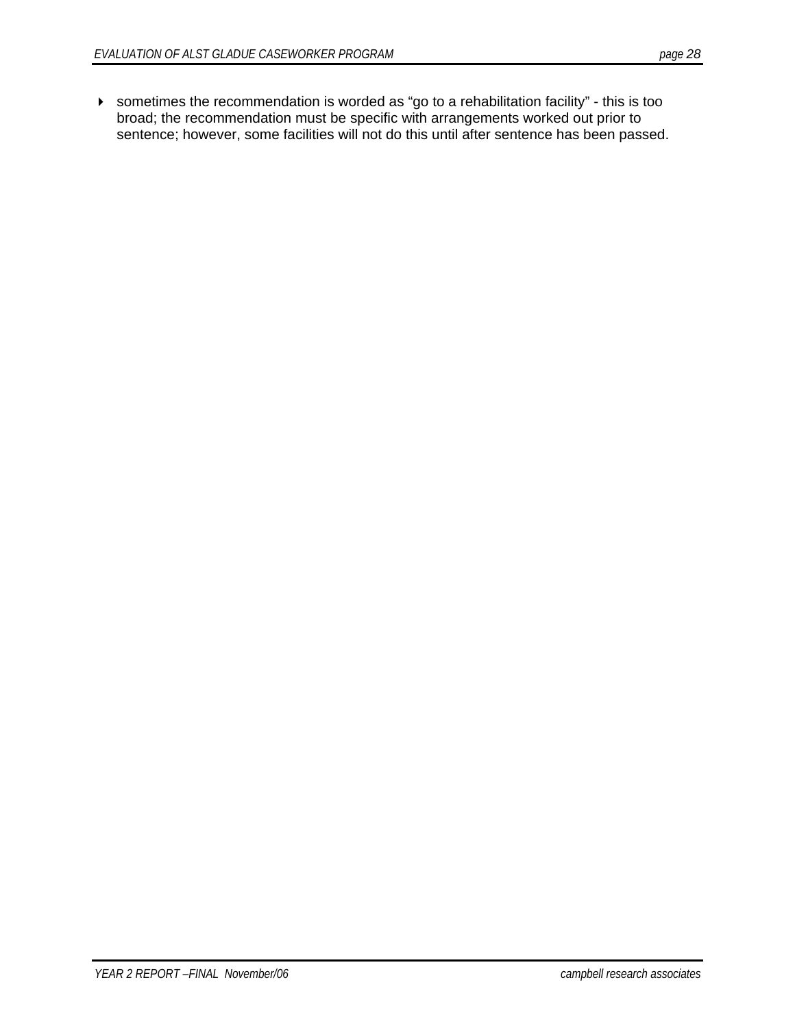- sometimes the recommendation is worded as “go to a rehabilitation facility” - this is too broad; the recommendation must be specific with arrangements worked out prior to sentence; however, some facilities will not do this until after sentence has been passed.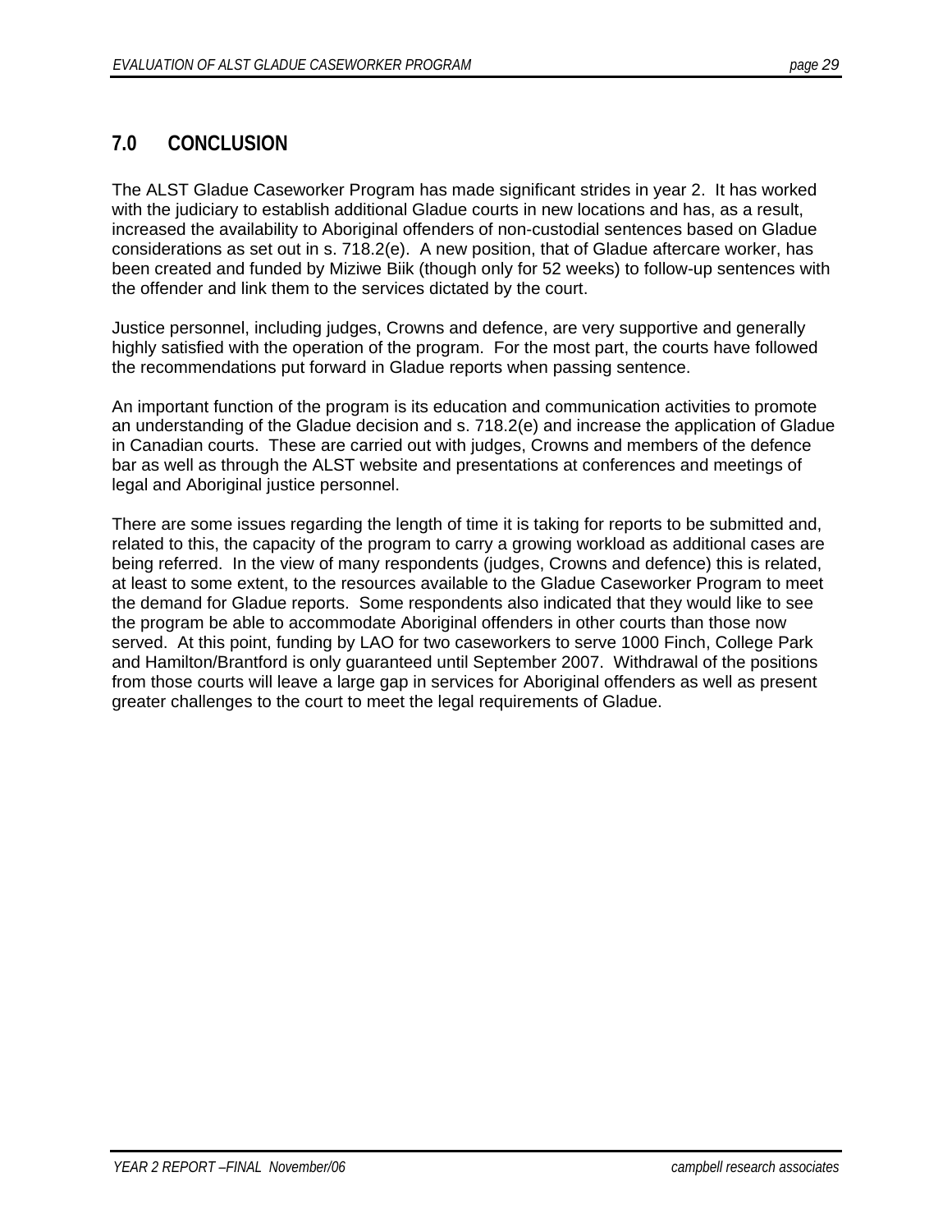## 7.0 CONCLUSION

The ALST Gladue Caseworker Program has made significant strides in year 2. It has worked with the judiciary to establish additional Gladue courts in new locations and has, as a result, increased the availability to Aboriginal offenders of non-custodial sentences based on Gladue considerations as set out in s. 718.2(e). A new position, that of Gladue aftercare worker, has been created and funded by Miziwe Biik (though only for 52 weeks) to follow-up sentences with the offender and link them to the services dictated by the court.

Justice personnel, including judges, Crowns and defence, are very supportive and generally highly satisfied with the operation of the program. For the most part, the courts have followed the recommendations put forward in Gladue reports when passing sentence.

An important function of the program is its education and communication activities to promote an understanding of the Gladue decision and s. 718.2(e) and increase the application of Gladue in Canadian courts. These are carried out with judges, Crowns and members of the defence bar as well as through the ALST website and presentations at conferences and meetings of legal and Aboriginal justice personnel.

There are some issues regarding the length of time it is taking for reports to be submitted and, related to this, the capacity of the program to carry a growing workload as additional cases are being referred. In the view of many respondents (judges, Crowns and defence) this is related, at least to some extent, to the resources available to the Gladue Caseworker Program to meet the demand for Gladue reports. Some respondents also indicated that they would like to see the program be able to accommodate Aboriginal offenders in other courts than those now served. At this point, funding by LAO for two caseworkers to serve 1000 Finch, College Park and Hamilton/Brantford is only guaranteed until September 2007. Withdrawal of the positions from those courts will leave a large gap in services for Aboriginal offenders as well as present greater challenges to the court to meet the legal requirements of Gladue.